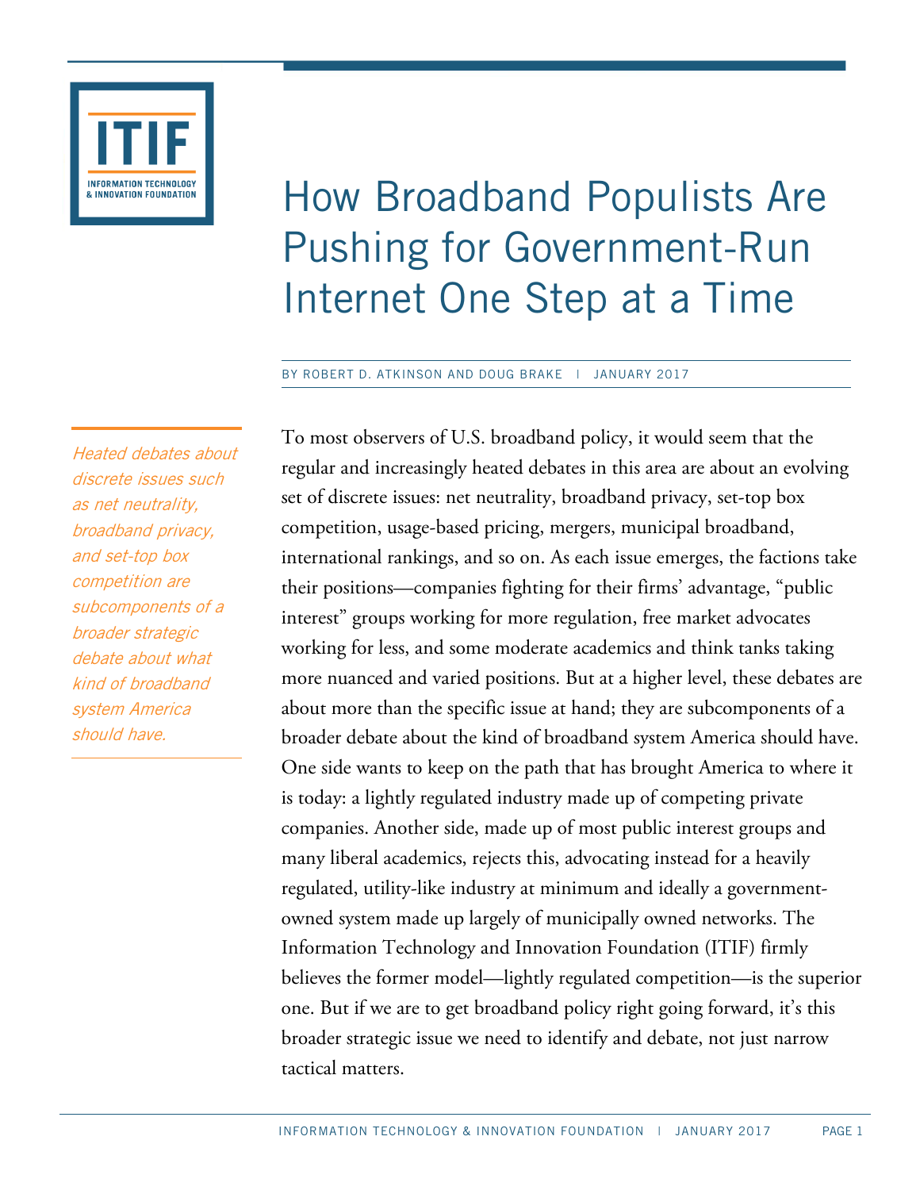# How Broadband Populists Are Pushing for Government-Run Internet One Step at a Time

BY ROBERT D. ATKINSON AND DOUG BRAKE | JANUARY 2017

*Heated debates about discrete issues such as net neutrality, broadband privacy, and set-top box competition are subcomponents of a broader strategic debate about what kind of broadband system America should have.*

To most observers of U.S. broadband policy, it would seem that the regular and increasingly heated debates in this area are about an evolving set of discrete issues: net neutrality, broadband privacy, set-top box competition, usage-based pricing, mergers, municipal broadband, international rankings, and so on. As each issue emerges, the factions take their positions—companies fighting for their firms' advantage, "public interest" groups working for more regulation, free market advocates working for less, and some moderate academics and think tanks taking more nuanced and varied positions. But at a higher level, these debates are about more than the specific issue at hand; they are subcomponents of a broader debate about the kind of broadband system America should have. One side wants to keep on the path that has brought America to where it is today: a lightly regulated industry made up of competing private companies. Another side, made up of most public interest groups and many liberal academics, rejects this, advocating instead for a heavily regulated, utility-like industry at minimum and ideally a government-owned system made up largely of municipally owned networks. The Information Technology and Innovation Foundation (ITIF) firmly believes the former model—lightly regulated competition—is the superior one. But if we are to get broadband policy right going forward, it's this broader strategic issue we need to identify and debate, not just narrow tactical matters.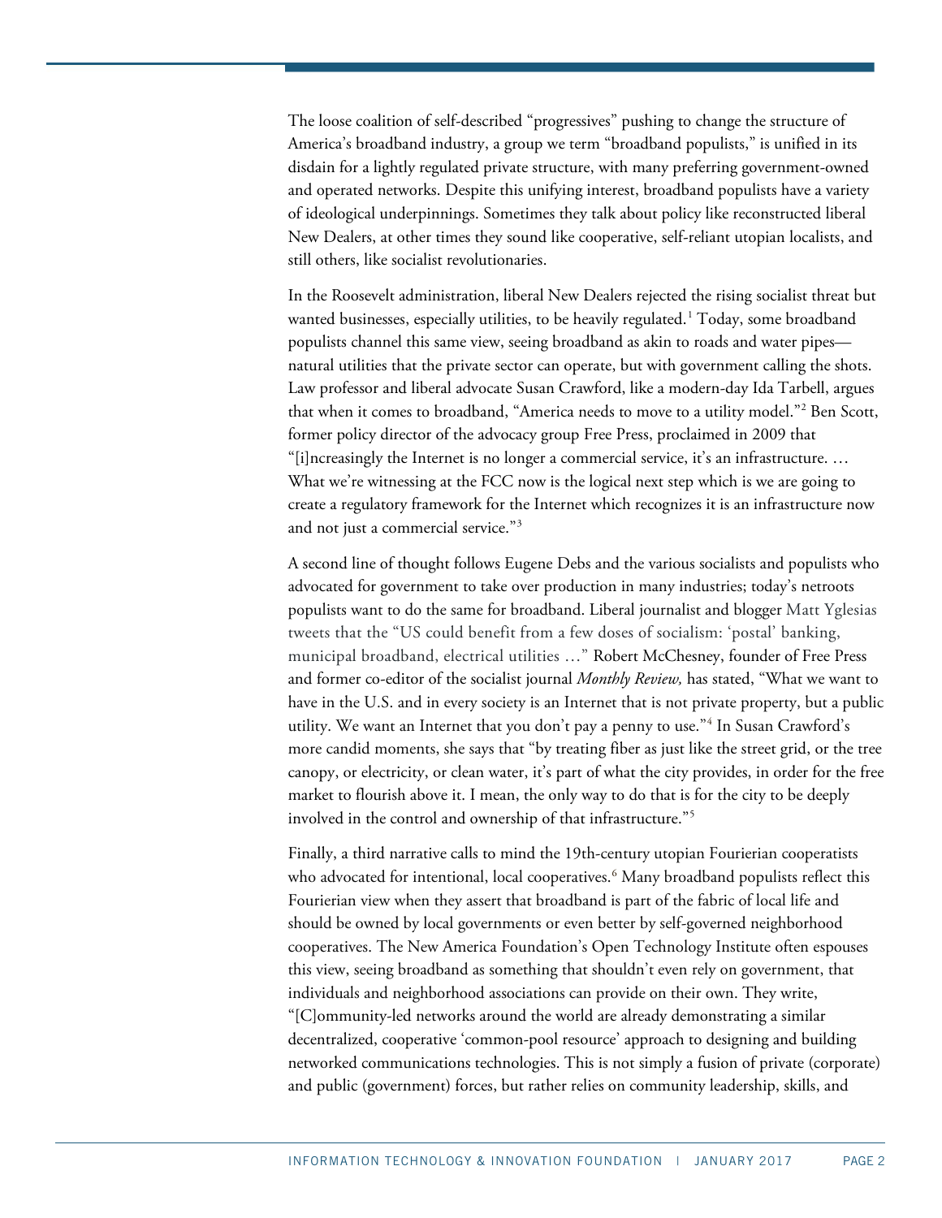The loose coalition of self-described "progressives" pushing to change the structure of America's broadband industry, a group we term "broadband populists," is unified in its disdain for a lightly regulated private structure, with many preferring government-owned and operated networks. Despite this unifying interest, broadband populists have a variety of ideological underpinnings. Sometimes they talk about policy like reconstructed liberal New Dealers, at other times they sound like cooperative, self-reliant utopian localists, and still others, like socialist revolutionaries.

In the Roosevelt administration, liberal New Dealers rejected the rising socialist threat but wanted businesses, especially utilities, to be heavily regulated.[1] Today, some broadband populists channel this same view, seeing broadband as akin to roads and water pipes—natural utilities that the private sector can operate, but with government calling the shots. Law professor and liberal advocate Susan Crawford, like a modern-day Ida Tarbell, argues that when it comes to broadband, "America needs to move to a utility model."[2] Ben Scott, former policy director of the advocacy group Free Press, proclaimed in 2009 that "[i]ncreasingly the Internet is no longer a commercial service, it's an infrastructure. … What we're witnessing at the FCC now is the logical next step which is we are going to create a regulatory framework for the Internet which recognizes it is an infrastructure now and not just a commercial service."[3]

A second line of thought follows Eugene Debs and the various socialists and populists who advocated for government to take over production in many industries; today's netroots populists want to do the same for broadband. Liberal journalist and blogger Matt Yglesias tweets that the "US could benefit from a few doses of socialism: 'postal' banking, municipal broadband, electrical utilities …" Robert McChesney, founder of Free Press and former co-editor of the socialist journal *Monthly Review,* has stated, "What we want to have in the U.S. and in every society is an Internet that is not private property, but a public utility. We want an Internet that you don't pay a penny to use."[4] In Susan Crawford's more candid moments, she says that "by treating fiber as just like the street grid, or the tree canopy, or electricity, or clean water, it's part of what the city provides, in order for the free market to flourish above it. I mean, the only way to do that is for the city to be deeply involved in the control and ownership of that infrastructure."[5]

Finally, a third narrative calls to mind the 19th-century utopian Fourierian cooperatists who advocated for intentional, local cooperatives.[6] Many broadband populists reflect this Fourierian view when they assert that broadband is part of the fabric of local life and should be owned by local governments or even better by self-governed neighborhood cooperatives. The New America Foundation's Open Technology Institute often espouses this view, seeing broadband as something that shouldn't even rely on government, that individuals and neighborhood associations can provide on their own. They write, "[C]ommunity-led networks around the world are already demonstrating a similar decentralized, cooperative 'common-pool resource' approach to designing and building networked communications technologies. This is not simply a fusion of private (corporate) and public (government) forces, but rather relies on community leadership, skills, and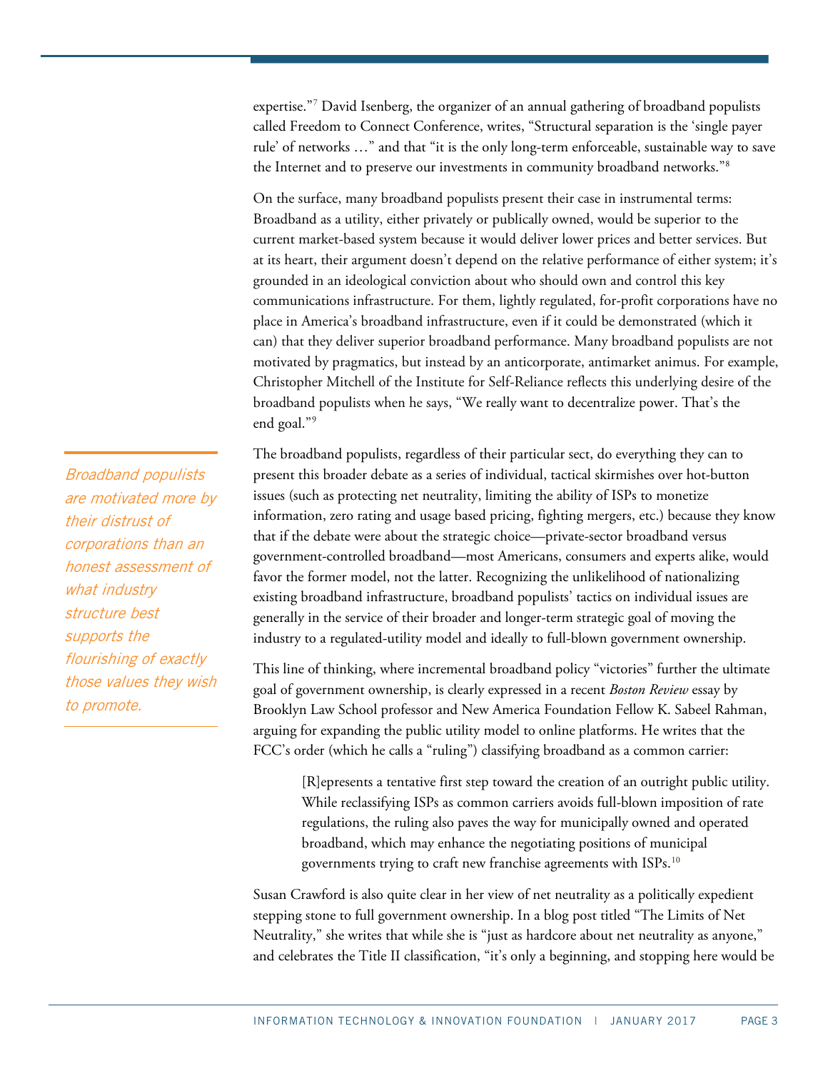expertise."[7] David Isenberg, the organizer of an annual gathering of broadband populists called Freedom to Connect Conference, writes, "Structural separation is the 'single payer rule' of networks …" and that "it is the only long-term enforceable, sustainable way to save the Internet and to preserve our investments in community broadband networks."[8]

On the surface, many broadband populists present their case in instrumental terms: Broadband as a utility, either privately or publically owned, would be superior to the current market-based system because it would deliver lower prices and better services. But at its heart, their argument doesn't depend on the relative performance of either system; it's grounded in an ideological conviction about who should own and control this key communications infrastructure. For them, lightly regulated, for-profit corporations have no place in America's broadband infrastructure, even if it could be demonstrated (which it can) that they deliver superior broadband performance. Many broadband populists are not motivated by pragmatics, but instead by an anticorporate, antimarket animus. For example, Christopher Mitchell of the Institute for Self-Reliance reflects this underlying desire of the broadband populists when he says, "We really want to decentralize power. That's the end goal."[9]

*Broadband populists are motivated more by their distrust of corporations than an honest assessment of what industry structure best supports the flourishing of exactly those values they wish to promote.*

The broadband populists, regardless of their particular sect, do everything they can to present this broader debate as a series of individual, tactical skirmishes over hot-button issues (such as protecting net neutrality, limiting the ability of ISPs to monetize information, zero rating and usage based pricing, fighting mergers, etc.) because they know that if the debate were about the strategic choice—private-sector broadband versus government-controlled broadband—most Americans, consumers and experts alike, would favor the former model, not the latter. Recognizing the unlikelihood of nationalizing existing broadband infrastructure, broadband populists' tactics on individual issues are generally in the service of their broader and longer-term strategic goal of moving the industry to a regulated-utility model and ideally to full-blown government ownership.

This line of thinking, where incremental broadband policy "victories" further the ultimate goal of government ownership, is clearly expressed in a recent *Boston Review* essay by Brooklyn Law School professor and New America Foundation Fellow K. Sabeel Rahman, arguing for expanding the public utility model to online platforms. He writes that the FCC's order (which he calls a "ruling") classifying broadband as a common carrier:

> [R]epresents a tentative first step toward the creation of an outright public utility. While reclassifying ISPs as common carriers avoids full-blown imposition of rate regulations, the ruling also paves the way for municipally owned and operated broadband, which may enhance the negotiating positions of municipal governments trying to craft new franchise agreements with ISPs.[10]

Susan Crawford is also quite clear in her view of net neutrality as a politically expedient stepping stone to full government ownership. In a blog post titled "The Limits of Net Neutrality," she writes that while she is "just as hardcore about net neutrality as anyone," and celebrates the Title II classification, "it's only a beginning, and stopping here would be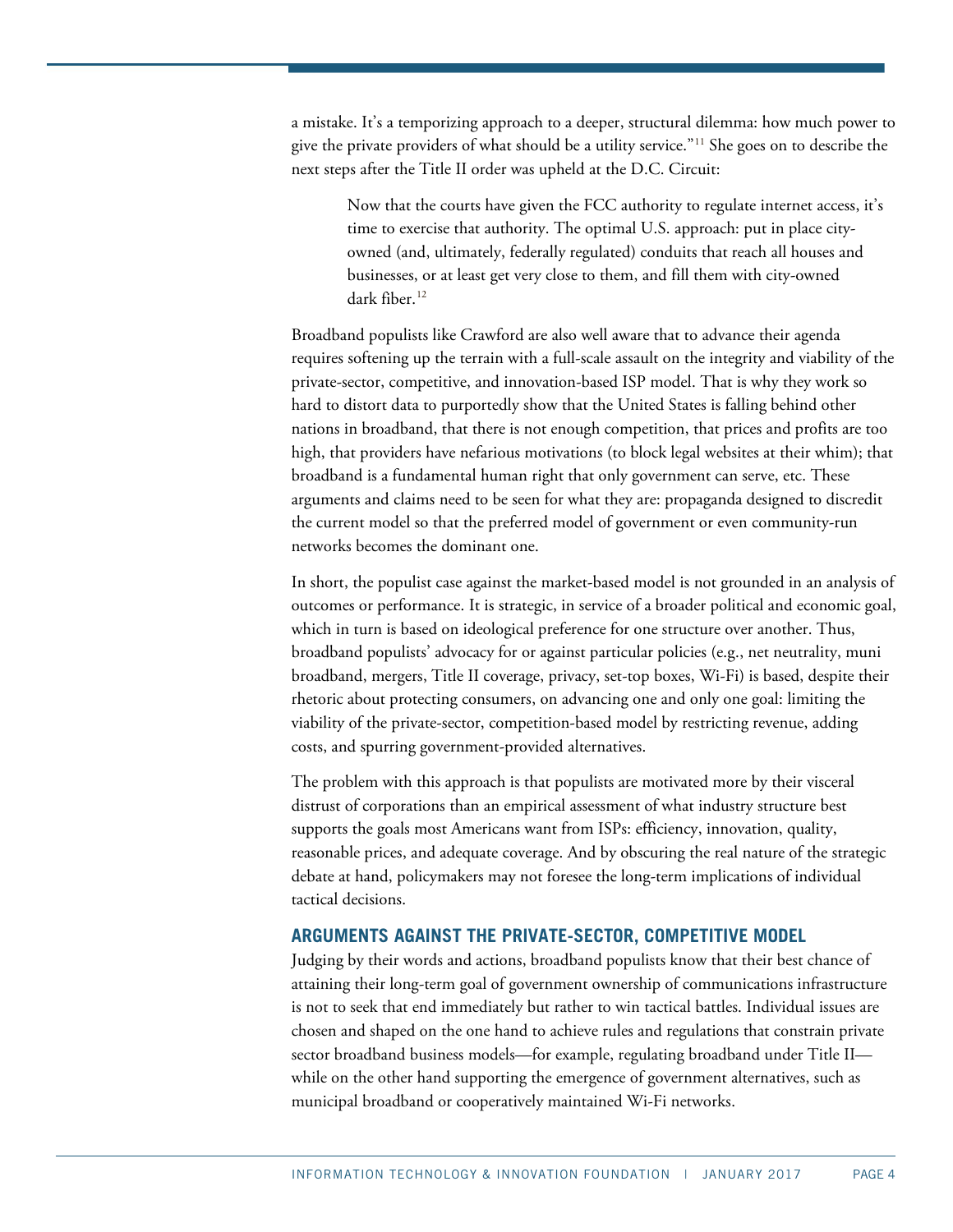a mistake. It's a temporizing approach to a deeper, structural dilemma: how much power to give the private providers of what should be a utility service."[11] She goes on to describe the next steps after the Title II order was upheld at the D.C. Circuit:

> Now that the courts have given the FCC authority to regulate internet access, it's time to exercise that authority. The optimal U.S. approach: put in place city-owned (and, ultimately, federally regulated) conduits that reach all houses and businesses, or at least get very close to them, and fill them with city-owned dark fiber.[12]

Broadband populists like Crawford are also well aware that to advance their agenda requires softening up the terrain with a full-scale assault on the integrity and viability of the private-sector, competitive, and innovation-based ISP model. That is why they work so hard to distort data to purportedly show that the United States is falling behind other nations in broadband, that there is not enough competition, that prices and profits are too high, that providers have nefarious motivations (to block legal websites at their whim); that broadband is a fundamental human right that only government can serve, etc. These arguments and claims need to be seen for what they are: propaganda designed to discredit the current model so that the preferred model of government or even community-run networks becomes the dominant one.

In short, the populist case against the market-based model is not grounded in an analysis of outcomes or performance. It is strategic, in service of a broader political and economic goal, which in turn is based on ideological preference for one structure over another. Thus, broadband populists' advocacy for or against particular policies (e.g., net neutrality, muni broadband, mergers, Title II coverage, privacy, set-top boxes, Wi-Fi) is based, despite their rhetoric about protecting consumers, on advancing one and only one goal: limiting the viability of the private-sector, competition-based model by restricting revenue, adding costs, and spurring government-provided alternatives.

The problem with this approach is that populists are motivated more by their visceral distrust of corporations than an empirical assessment of what industry structure best supports the goals most Americans want from ISPs: efficiency, innovation, quality, reasonable prices, and adequate coverage. And by obscuring the real nature of the strategic debate at hand, policymakers may not foresee the long-term implications of individual tactical decisions.

## ARGUMENTS AGAINST THE PRIVATE-SECTOR, COMPETITIVE MODEL

Judging by their words and actions, broadband populists know that their best chance of attaining their long-term goal of government ownership of communications infrastructure is not to seek that end immediately but rather to win tactical battles. Individual issues are chosen and shaped on the one hand to achieve rules and regulations that constrain private sector broadband business models—for example, regulating broadband under Title II—while on the other hand supporting the emergence of government alternatives, such as municipal broadband or cooperatively maintained Wi-Fi networks.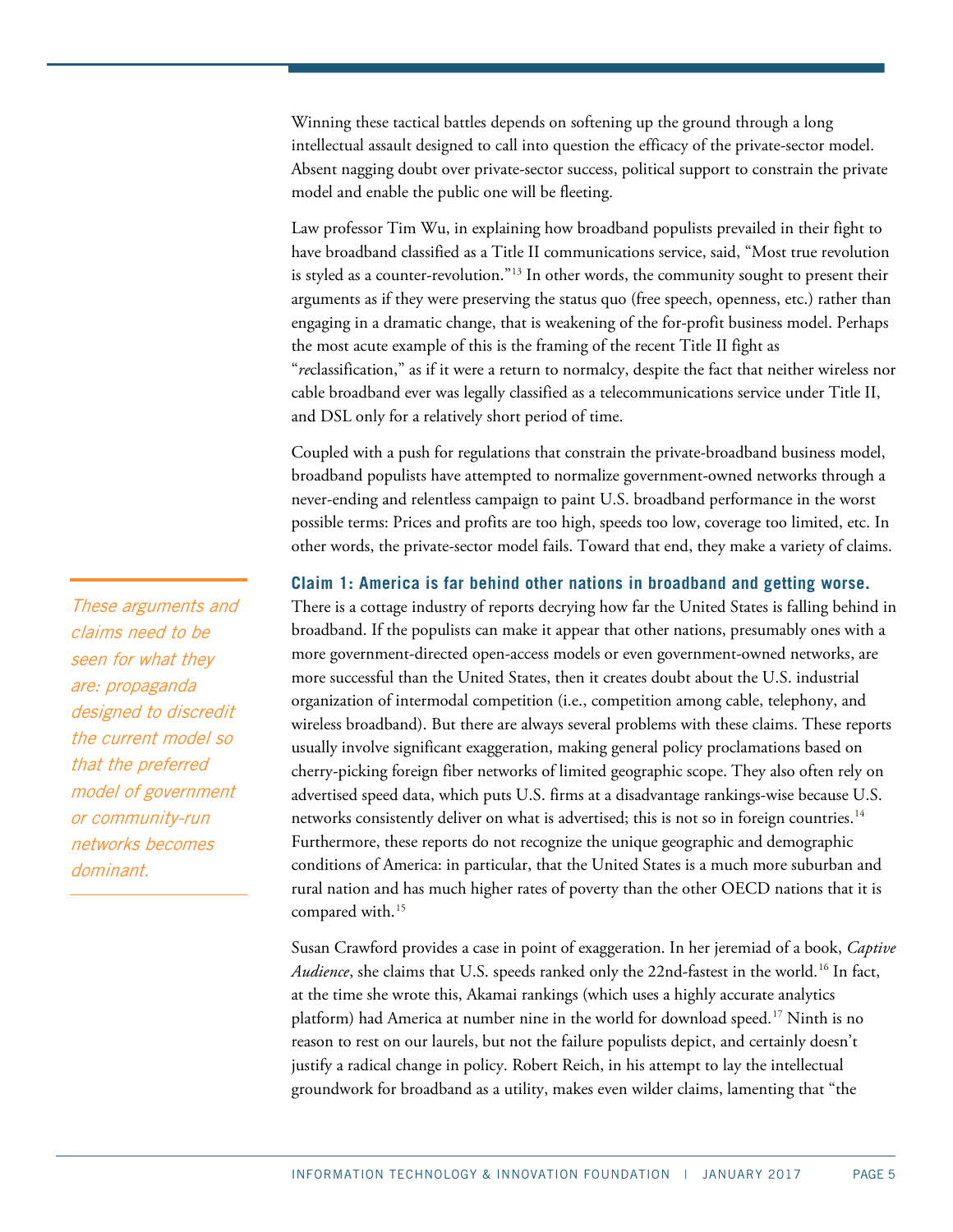Winning these tactical battles depends on softening up the ground through a long intellectual assault designed to call into question the efficacy of the private-sector model. Absent nagging doubt over private-sector success, political support to constrain the private model and enable the public one will be fleeting.

Law professor Tim Wu, in explaining how broadband populists prevailed in their fight to have broadband classified as a Title II communications service, said, "Most true revolution is styled as a counter-revolution."[13] In other words, the community sought to present their arguments as if they were preserving the status quo (free speech, openness, etc.) rather than engaging in a dramatic change, that is weakening of the for-profit business model. Perhaps the most acute example of this is the framing of the recent Title II fight as "*re*classification," as if it were a return to normalcy, despite the fact that neither wireless nor cable broadband ever was legally classified as a telecommunications service under Title II, and DSL only for a relatively short period of time.

Coupled with a push for regulations that constrain the private-broadband business model, broadband populists have attempted to normalize government-owned networks through a never-ending and relentless campaign to paint U.S. broadband performance in the worst possible terms: Prices and profits are too high, speeds too low, coverage too limited, etc. In other words, the private-sector model fails. Toward that end, they make a variety of claims.

*These arguments and claims need to be seen for what they are: propaganda designed to discredit the current model so that the preferred model of government or community-run networks becomes dominant.*

**Claim 1: America is far behind other nations in broadband and getting worse.**

There is a cottage industry of reports decrying how far the United States is falling behind in broadband. If the populists can make it appear that other nations, presumably ones with a more government-directed open-access models or even government-owned networks, are more successful than the United States, then it creates doubt about the U.S. industrial organization of intermodal competition (i.e., competition among cable, telephony, and wireless broadband). But there are always several problems with these claims. These reports usually involve significant exaggeration, making general policy proclamations based on cherry-picking foreign fiber networks of limited geographic scope. They also often rely on advertised speed data, which puts U.S. firms at a disadvantage rankings-wise because U.S. networks consistently deliver on what is advertised; this is not so in foreign countries.[14] Furthermore, these reports do not recognize the unique geographic and demographic conditions of America: in particular, that the United States is a much more suburban and rural nation and has much higher rates of poverty than the other OECD nations that it is compared with.[15]

Susan Crawford provides a case in point of exaggeration. In her jeremiad of a book, *Captive Audience*, she claims that U.S. speeds ranked only the 22nd-fastest in the world.[16] In fact, at the time she wrote this, Akamai rankings (which uses a highly accurate analytics platform) had America at number nine in the world for download speed.[17] Ninth is no reason to rest on our laurels, but not the failure populists depict, and certainly doesn't justify a radical change in policy. Robert Reich, in his attempt to lay the intellectual groundwork for broadband as a utility, makes even wilder claims, lamenting that "the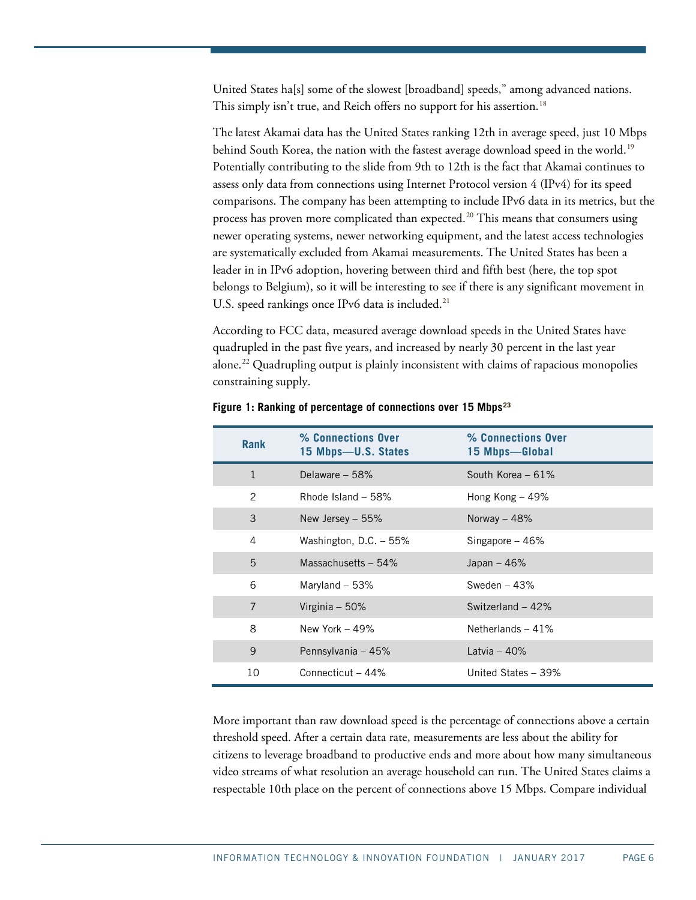United States ha[s] some of the slowest [broadband] speeds," among advanced nations. This simply isn't true, and Reich offers no support for his assertion.[18]

The latest Akamai data has the United States ranking 12th in average speed, just 10 Mbps behind South Korea, the nation with the fastest average download speed in the world.[19] Potentially contributing to the slide from 9th to 12th is the fact that Akamai continues to assess only data from connections using Internet Protocol version 4 (IPv4) for its speed comparisons. The company has been attempting to include IPv6 data in its metrics, but the process has proven more complicated than expected.[20] This means that consumers using newer operating systems, newer networking equipment, and the latest access technologies are systematically excluded from Akamai measurements. The United States has been a leader in in IPv6 adoption, hovering between third and fifth best (here, the top spot belongs to Belgium), so it will be interesting to see if there is any significant movement in U.S. speed rankings once IPv6 data is included.[21]

According to FCC data, measured average download speeds in the United States have quadrupled in the past five years, and increased by nearly 30 percent in the last year alone.[22] Quadrupling output is plainly inconsistent with claims of rapacious monopolies constraining supply.

**Figure 1: Ranking of percentage of connections over 15 Mbps[23]**

| Rank | % Connections Over 15 Mbps—U.S. States | % Connections Over 15 Mbps—Global |
|---|---|---|
| 1 | Delaware – 58% | South Korea – 61% |
| 2 | Rhode Island – 58% | Hong Kong – 49% |
| 3 | New Jersey – 55% | Norway – 48% |
| 4 | Washington, D.C. – 55% | Singapore – 46% |
| 5 | Massachusetts – 54% | Japan – 46% |
| 6 | Maryland – 53% | Sweden – 43% |
| 7 | Virginia – 50% | Switzerland – 42% |
| 8 | New York – 49% | Netherlands – 41% |
| 9 | Pennsylvania – 45% | Latvia – 40% |
| 10 | Connecticut – 44% | United States – 39% |

More important than raw download speed is the percentage of connections above a certain threshold speed. After a certain data rate, measurements are less about the ability for citizens to leverage broadband to productive ends and more about how many simultaneous video streams of what resolution an average household can run. The United States claims a respectable 10th place on the percent of connections above 15 Mbps. Compare individual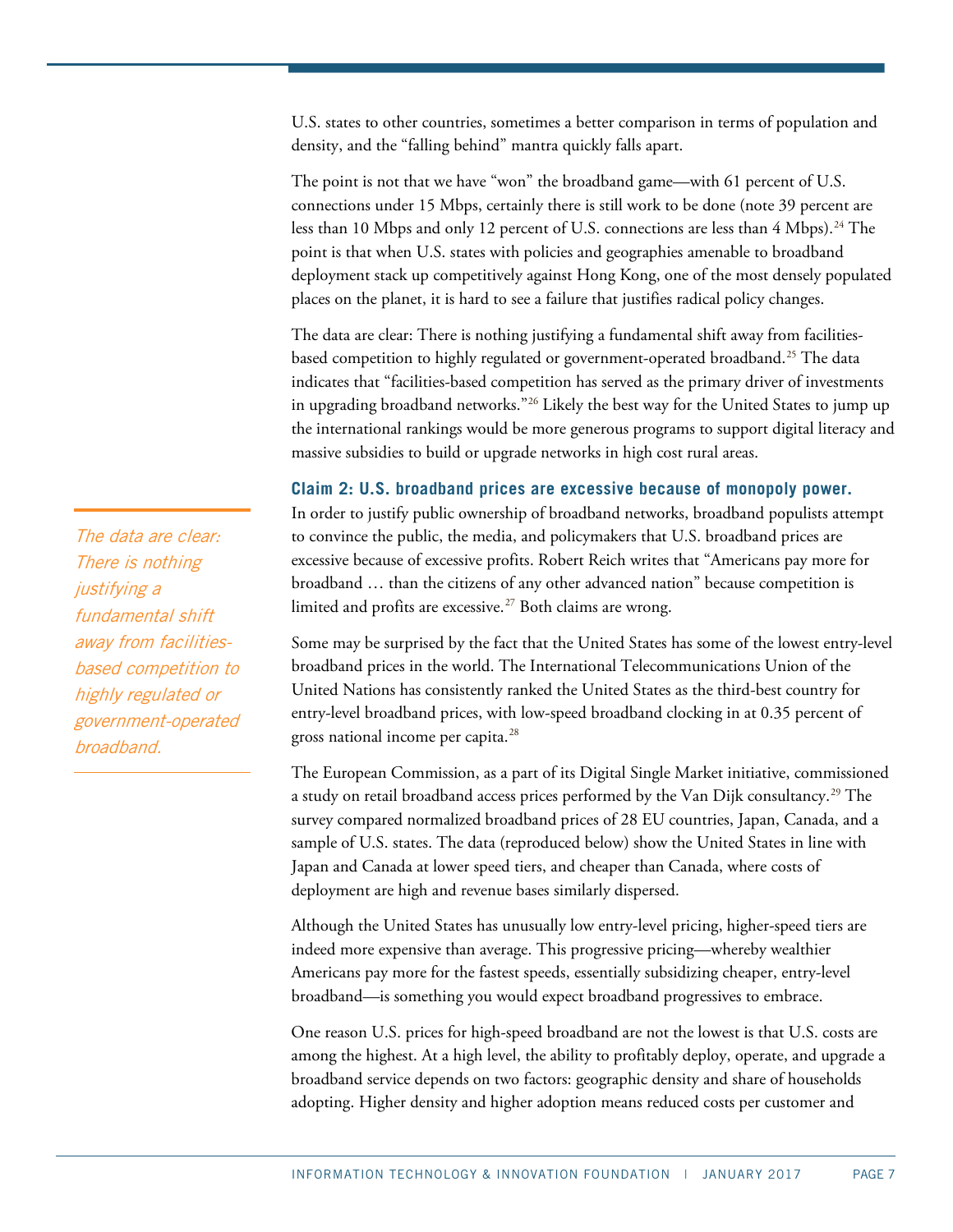U.S. states to other countries, sometimes a better comparison in terms of population and density, and the "falling behind" mantra quickly falls apart.

The point is not that we have "won" the broadband game—with 61 percent of U.S. connections under 15 Mbps, certainly there is still work to be done (note 39 percent are less than 10 Mbps and only 12 percent of U.S. connections are less than 4 Mbps).[24] The point is that when U.S. states with policies and geographies amenable to broadband deployment stack up competitively against Hong Kong, one of the most densely populated places on the planet, it is hard to see a failure that justifies radical policy changes.

The data are clear: There is nothing justifying a fundamental shift away from facilities-based competition to highly regulated or government-operated broadband.[25] The data indicates that "facilities-based competition has served as the primary driver of investments in upgrading broadband networks."[26] Likely the best way for the United States to jump up the international rankings would be more generous programs to support digital literacy and massive subsidies to build or upgrade networks in high cost rural areas.

*The data are clear: There is nothing justifying a fundamental shift away from facilities-based competition to highly regulated or government-operated broadband.*

### Claim 2: U.S. broadband prices are excessive because of monopoly power.

In order to justify public ownership of broadband networks, broadband populists attempt to convince the public, the media, and policymakers that U.S. broadband prices are excessive because of excessive profits. Robert Reich writes that "Americans pay more for broadband … than the citizens of any other advanced nation" because competition is limited and profits are excessive.[27] Both claims are wrong.

Some may be surprised by the fact that the United States has some of the lowest entry-level broadband prices in the world. The International Telecommunications Union of the United Nations has consistently ranked the United States as the third-best country for entry-level broadband prices, with low-speed broadband clocking in at 0.35 percent of gross national income per capita.[28]

The European Commission, as a part of its Digital Single Market initiative, commissioned a study on retail broadband access prices performed by the Van Dijk consultancy.[29] The survey compared normalized broadband prices of 28 EU countries, Japan, Canada, and a sample of U.S. states. The data (reproduced below) show the United States in line with Japan and Canada at lower speed tiers, and cheaper than Canada, where costs of deployment are high and revenue bases similarly dispersed.

Although the United States has unusually low entry-level pricing, higher-speed tiers are indeed more expensive than average. This progressive pricing—whereby wealthier Americans pay more for the fastest speeds, essentially subsidizing cheaper, entry-level broadband—is something you would expect broadband progressives to embrace.

One reason U.S. prices for high-speed broadband are not the lowest is that U.S. costs are among the highest. At a high level, the ability to profitably deploy, operate, and upgrade a broadband service depends on two factors: geographic density and share of households adopting. Higher density and higher adoption means reduced costs per customer and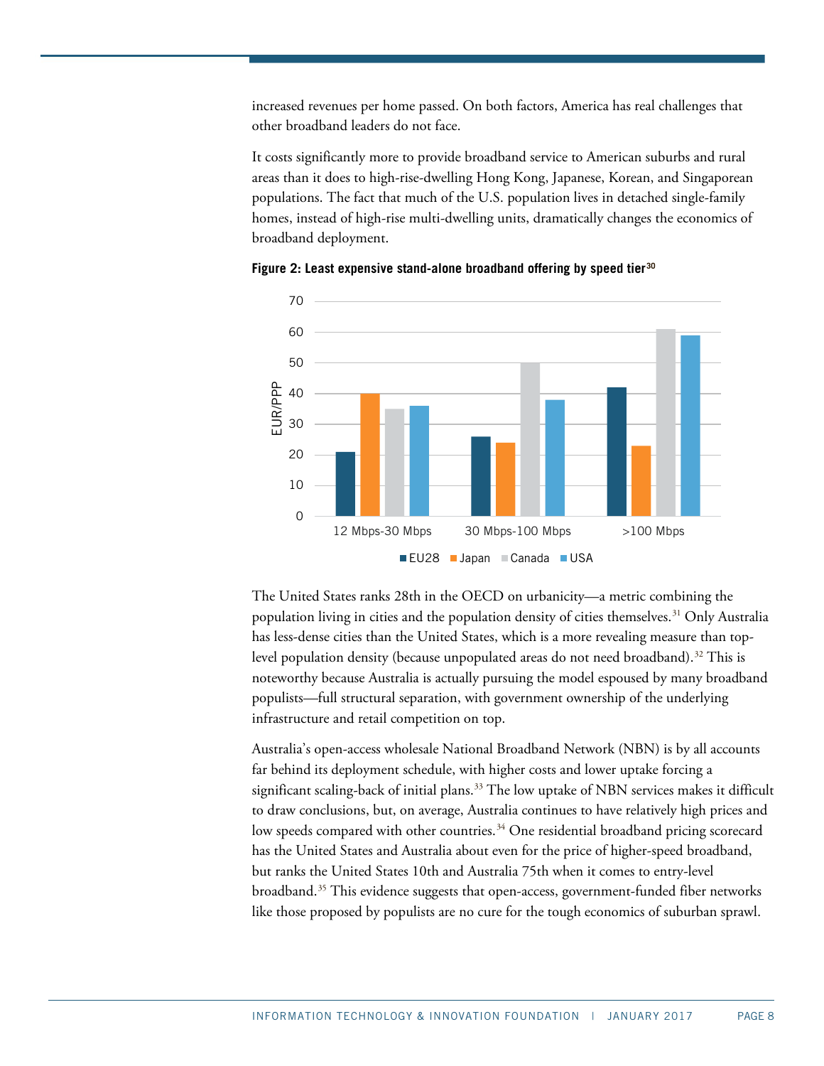increased revenues per home passed. On both factors, America has real challenges that other broadband leaders do not face.

It costs significantly more to provide broadband service to American suburbs and rural areas than it does to high-rise-dwelling Hong Kong, Japanese, Korean, and Singaporean populations. The fact that much of the U.S. population lives in detached single-family homes, instead of high-rise multi-dwelling units, dramatically changes the economics of broadband deployment.

**Figure 2: Least expensive stand-alone broadband offering by speed tier**[30]

The United States ranks 28th in the OECD on urbanicity—a metric combining the population living in cities and the population density of cities themselves.[31] Only Australia has less-dense cities than the United States, which is a more revealing measure than top-level population density (because unpopulated areas do not need broadband).[32] This is noteworthy because Australia is actually pursuing the model espoused by many broadband populists—full structural separation, with government ownership of the underlying infrastructure and retail competition on top.

Australia's open-access wholesale National Broadband Network (NBN) is by all accounts far behind its deployment schedule, with higher costs and lower uptake forcing a significant scaling-back of initial plans.[33] The low uptake of NBN services makes it difficult to draw conclusions, but, on average, Australia continues to have relatively high prices and low speeds compared with other countries.[34] One residential broadband pricing scorecard has the United States and Australia about even for the price of higher-speed broadband, but ranks the United States 10th and Australia 75th when it comes to entry-level broadband.[35] This evidence suggests that open-access, government-funded fiber networks like those proposed by populists are no cure for the tough economics of suburban sprawl.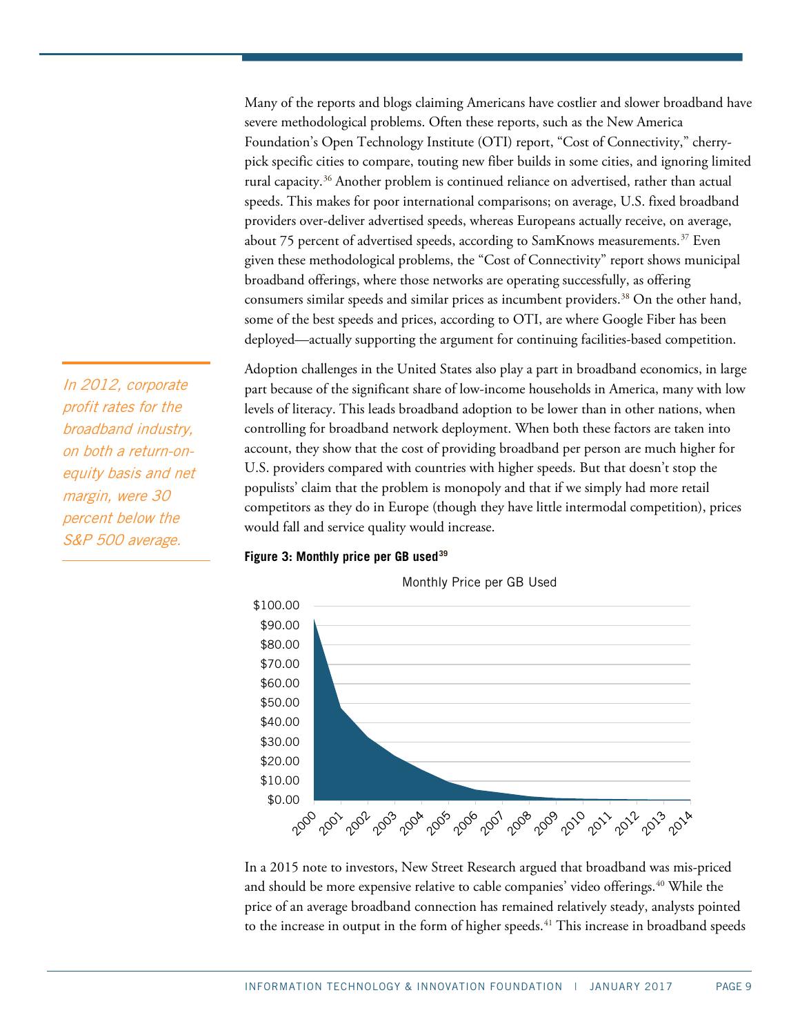Many of the reports and blogs claiming Americans have costlier and slower broadband have severe methodological problems. Often these reports, such as the New America Foundation's Open Technology Institute (OTI) report, "Cost of Connectivity," cherry-pick specific cities to compare, touting new fiber builds in some cities, and ignoring limited rural capacity.[36] Another problem is continued reliance on advertised, rather than actual speeds. This makes for poor international comparisons; on average, U.S. fixed broadband providers over-deliver advertised speeds, whereas Europeans actually receive, on average, about 75 percent of advertised speeds, according to SamKnows measurements.[37] Even given these methodological problems, the "Cost of Connectivity" report shows municipal broadband offerings, where those networks are operating successfully, as offering consumers similar speeds and similar prices as incumbent providers.[38] On the other hand, some of the best speeds and prices, according to OTI, are where Google Fiber has been deployed—actually supporting the argument for continuing facilities-based competition.

*In 2012, corporate profit rates for the broadband industry, on both a return-on-equity basis and net margin, were 30 percent below the S&P 500 average.*

Adoption challenges in the United States also play a part in broadband economics, in large part because of the significant share of low-income households in America, many with low levels of literacy. This leads broadband adoption to be lower than in other nations, when controlling for broadband network deployment. When both these factors are taken into account, they show that the cost of providing broadband per person are much higher for U.S. providers compared with countries with higher speeds. But that doesn't stop the populists' claim that the problem is monopoly and that if we simply had more retail competitors as they do in Europe (though they have little intermodal competition), prices would fall and service quality would increase.

**Figure 3: Monthly price per GB used**[39]

Monthly Price per GB Used

In a 2015 note to investors, New Street Research argued that broadband was mis-priced and should be more expensive relative to cable companies' video offerings.[40] While the price of an average broadband connection has remained relatively steady, analysts pointed to the increase in output in the form of higher speeds.[41] This increase in broadband speeds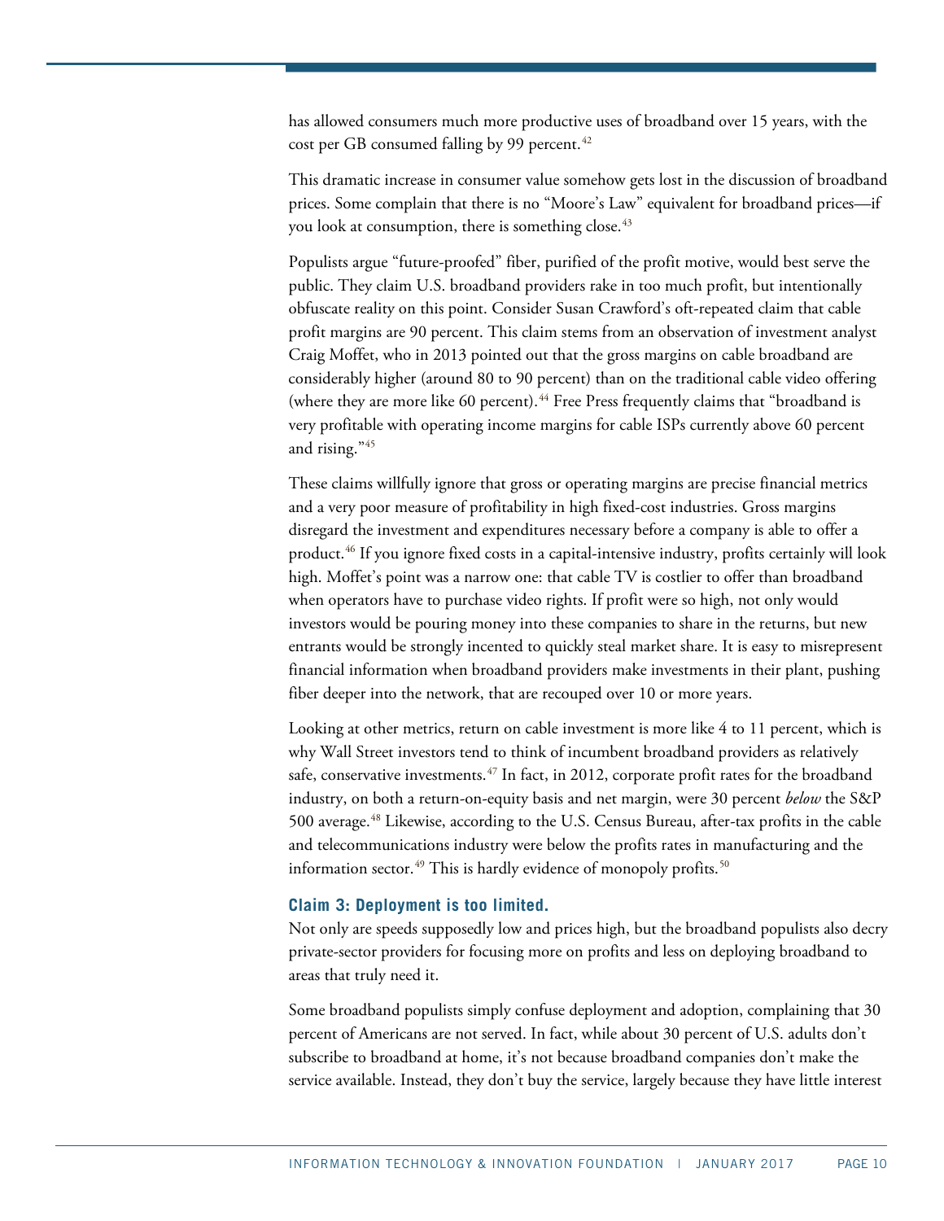has allowed consumers much more productive uses of broadband over 15 years, with the cost per GB consumed falling by 99 percent.[42]

This dramatic increase in consumer value somehow gets lost in the discussion of broadband prices. Some complain that there is no "Moore's Law" equivalent for broadband prices—if you look at consumption, there is something close.[43]

Populists argue "future-proofed" fiber, purified of the profit motive, would best serve the public. They claim U.S. broadband providers rake in too much profit, but intentionally obfuscate reality on this point. Consider Susan Crawford's oft-repeated claim that cable profit margins are 90 percent. This claim stems from an observation of investment analyst Craig Moffet, who in 2013 pointed out that the gross margins on cable broadband are considerably higher (around 80 to 90 percent) than on the traditional cable video offering (where they are more like 60 percent).[44] Free Press frequently claims that "broadband is very profitable with operating income margins for cable ISPs currently above 60 percent and rising."[45]

These claims willfully ignore that gross or operating margins are precise financial metrics and a very poor measure of profitability in high fixed-cost industries. Gross margins disregard the investment and expenditures necessary before a company is able to offer a product.[46] If you ignore fixed costs in a capital-intensive industry, profits certainly will look high. Moffet's point was a narrow one: that cable TV is costlier to offer than broadband when operators have to purchase video rights. If profit were so high, not only would investors would be pouring money into these companies to share in the returns, but new entrants would be strongly incented to quickly steal market share. It is easy to misrepresent financial information when broadband providers make investments in their plant, pushing fiber deeper into the network, that are recouped over 10 or more years.

Looking at other metrics, return on cable investment is more like 4 to 11 percent, which is why Wall Street investors tend to think of incumbent broadband providers as relatively safe, conservative investments.[47] In fact, in 2012, corporate profit rates for the broadband industry, on both a return-on-equity basis and net margin, were 30 percent *below* the S&P 500 average.[48] Likewise, according to the U.S. Census Bureau, after-tax profits in the cable and telecommunications industry were below the profits rates in manufacturing and the information sector.[49] This is hardly evidence of monopoly profits.[50]

### Claim 3: Deployment is too limited.

Not only are speeds supposedly low and prices high, but the broadband populists also decry private-sector providers for focusing more on profits and less on deploying broadband to areas that truly need it.

Some broadband populists simply confuse deployment and adoption, complaining that 30 percent of Americans are not served. In fact, while about 30 percent of U.S. adults don't subscribe to broadband at home, it's not because broadband companies don't make the service available. Instead, they don't buy the service, largely because they have little interest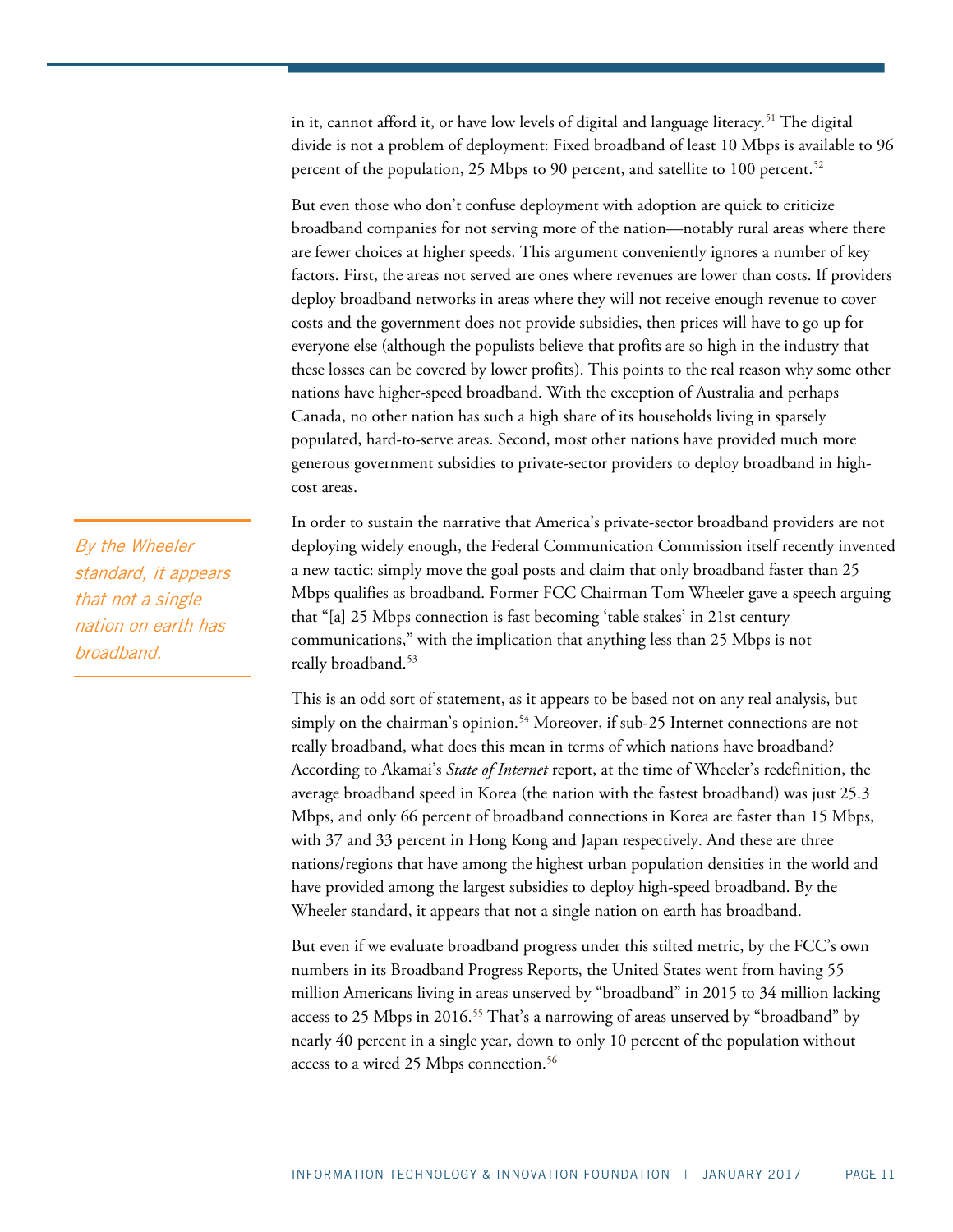in it, cannot afford it, or have low levels of digital and language literacy.[51] The digital divide is not a problem of deployment: Fixed broadband of least 10 Mbps is available to 96 percent of the population, 25 Mbps to 90 percent, and satellite to 100 percent.[52]

But even those who don't confuse deployment with adoption are quick to criticize broadband companies for not serving more of the nation—notably rural areas where there are fewer choices at higher speeds. This argument conveniently ignores a number of key factors. First, the areas not served are ones where revenues are lower than costs. If providers deploy broadband networks in areas where they will not receive enough revenue to cover costs and the government does not provide subsidies, then prices will have to go up for everyone else (although the populists believe that profits are so high in the industry that these losses can be covered by lower profits). This points to the real reason why some other nations have higher-speed broadband. With the exception of Australia and perhaps Canada, no other nation has such a high share of its households living in sparsely populated, hard-to-serve areas. Second, most other nations have provided much more generous government subsidies to private-sector providers to deploy broadband in high-cost areas.

*By the Wheeler standard, it appears that not a single nation on earth has broadband.*

In order to sustain the narrative that America's private-sector broadband providers are not deploying widely enough, the Federal Communication Commission itself recently invented a new tactic: simply move the goal posts and claim that only broadband faster than 25 Mbps qualifies as broadband. Former FCC Chairman Tom Wheeler gave a speech arguing that "[a] 25 Mbps connection is fast becoming 'table stakes' in 21st century communications," with the implication that anything less than 25 Mbps is not really broadband.[53]

This is an odd sort of statement, as it appears to be based not on any real analysis, but simply on the chairman's opinion.[54] Moreover, if sub-25 Internet connections are not really broadband, what does this mean in terms of which nations have broadband? According to Akamai's *State of Internet* report, at the time of Wheeler's redefinition, the average broadband speed in Korea (the nation with the fastest broadband) was just 25.3 Mbps, and only 66 percent of broadband connections in Korea are faster than 15 Mbps, with 37 and 33 percent in Hong Kong and Japan respectively. And these are three nations/regions that have among the highest urban population densities in the world and have provided among the largest subsidies to deploy high-speed broadband. By the Wheeler standard, it appears that not a single nation on earth has broadband.

But even if we evaluate broadband progress under this stilted metric, by the FCC's own numbers in its Broadband Progress Reports, the United States went from having 55 million Americans living in areas unserved by "broadband" in 2015 to 34 million lacking access to 25 Mbps in 2016.[55] That's a narrowing of areas unserved by "broadband" by nearly 40 percent in a single year, down to only 10 percent of the population without access to a wired 25 Mbps connection.[56]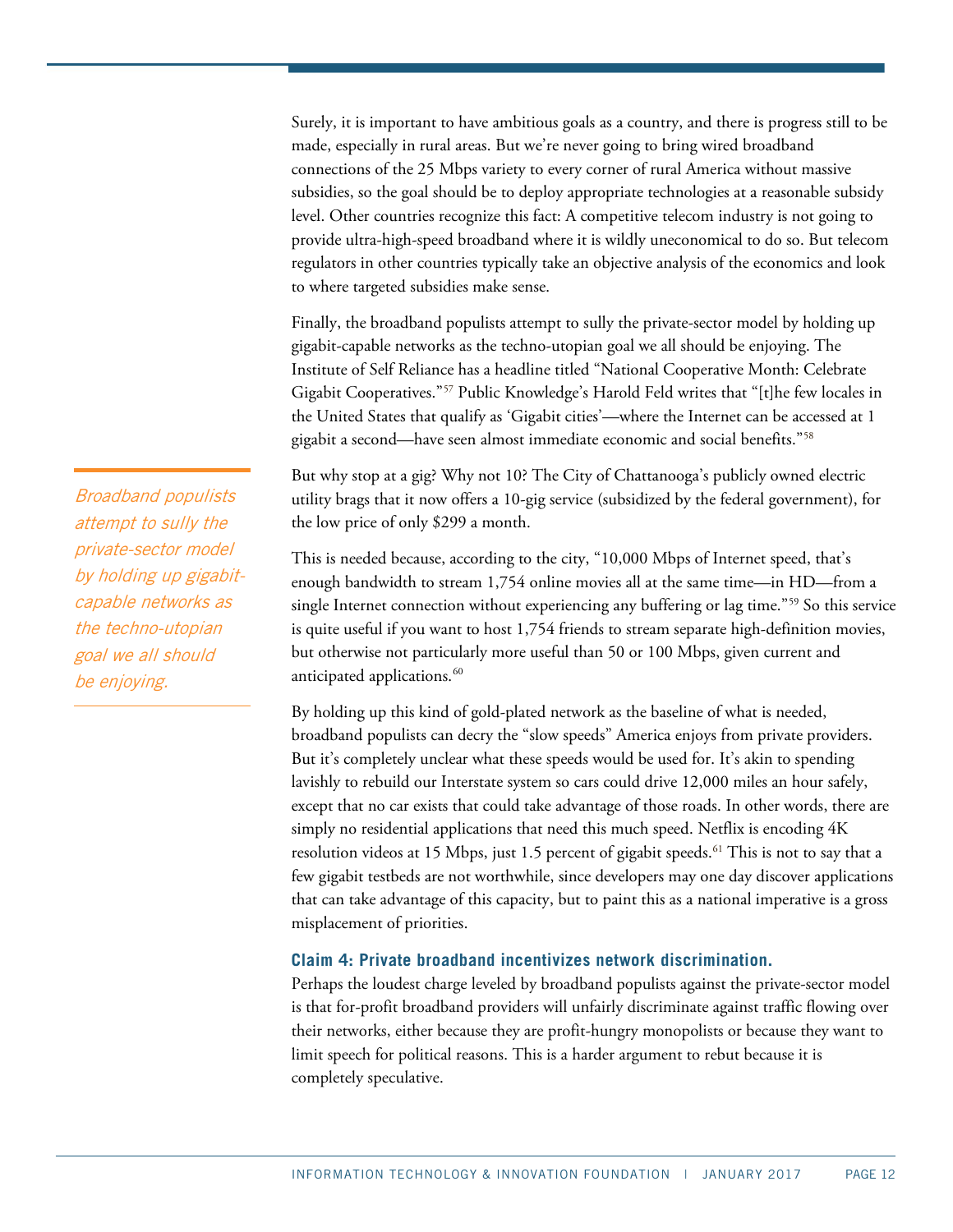Surely, it is important to have ambitious goals as a country, and there is progress still to be made, especially in rural areas. But we're never going to bring wired broadband connections of the 25 Mbps variety to every corner of rural America without massive subsidies, so the goal should be to deploy appropriate technologies at a reasonable subsidy level. Other countries recognize this fact: A competitive telecom industry is not going to provide ultra-high-speed broadband where it is wildly uneconomical to do so. But telecom regulators in other countries typically take an objective analysis of the economics and look to where targeted subsidies make sense.

Finally, the broadband populists attempt to sully the private-sector model by holding up gigabit-capable networks as the techno-utopian goal we all should be enjoying. The Institute of Self Reliance has a headline titled "National Cooperative Month: Celebrate Gigabit Cooperatives."[57] Public Knowledge's Harold Feld writes that "[t]he few locales in the United States that qualify as 'Gigabit cities'—where the Internet can be accessed at 1 gigabit a second—have seen almost immediate economic and social benefits."[58]

*Broadband populists attempt to sully the private-sector model by holding up gigabit-capable networks as the techno-utopian goal we all should be enjoying.*

But why stop at a gig? Why not 10? The City of Chattanooga's publicly owned electric utility brags that it now offers a 10-gig service (subsidized by the federal government), for the low price of only $299 a month.

This is needed because, according to the city, "10,000 Mbps of Internet speed, that's enough bandwidth to stream 1,754 online movies all at the same time—in HD—from a single Internet connection without experiencing any buffering or lag time."[59] So this service is quite useful if you want to host 1,754 friends to stream separate high-definition movies, but otherwise not particularly more useful than 50 or 100 Mbps, given current and anticipated applications.[60]

By holding up this kind of gold-plated network as the baseline of what is needed, broadband populists can decry the "slow speeds" America enjoys from private providers. But it's completely unclear what these speeds would be used for. It's akin to spending lavishly to rebuild our Interstate system so cars could drive 12,000 miles an hour safely, except that no car exists that could take advantage of those roads. In other words, there are simply no residential applications that need this much speed. Netflix is encoding 4K resolution videos at 15 Mbps, just 1.5 percent of gigabit speeds.[61] This is not to say that a few gigabit testbeds are not worthwhile, since developers may one day discover applications that can take advantage of this capacity, but to paint this as a national imperative is a gross misplacement of priorities.

### Claim 4: Private broadband incentivizes network discrimination.

Perhaps the loudest charge leveled by broadband populists against the private-sector model is that for-profit broadband providers will unfairly discriminate against traffic flowing over their networks, either because they are profit-hungry monopolists or because they want to limit speech for political reasons. This is a harder argument to rebut because it is completely speculative.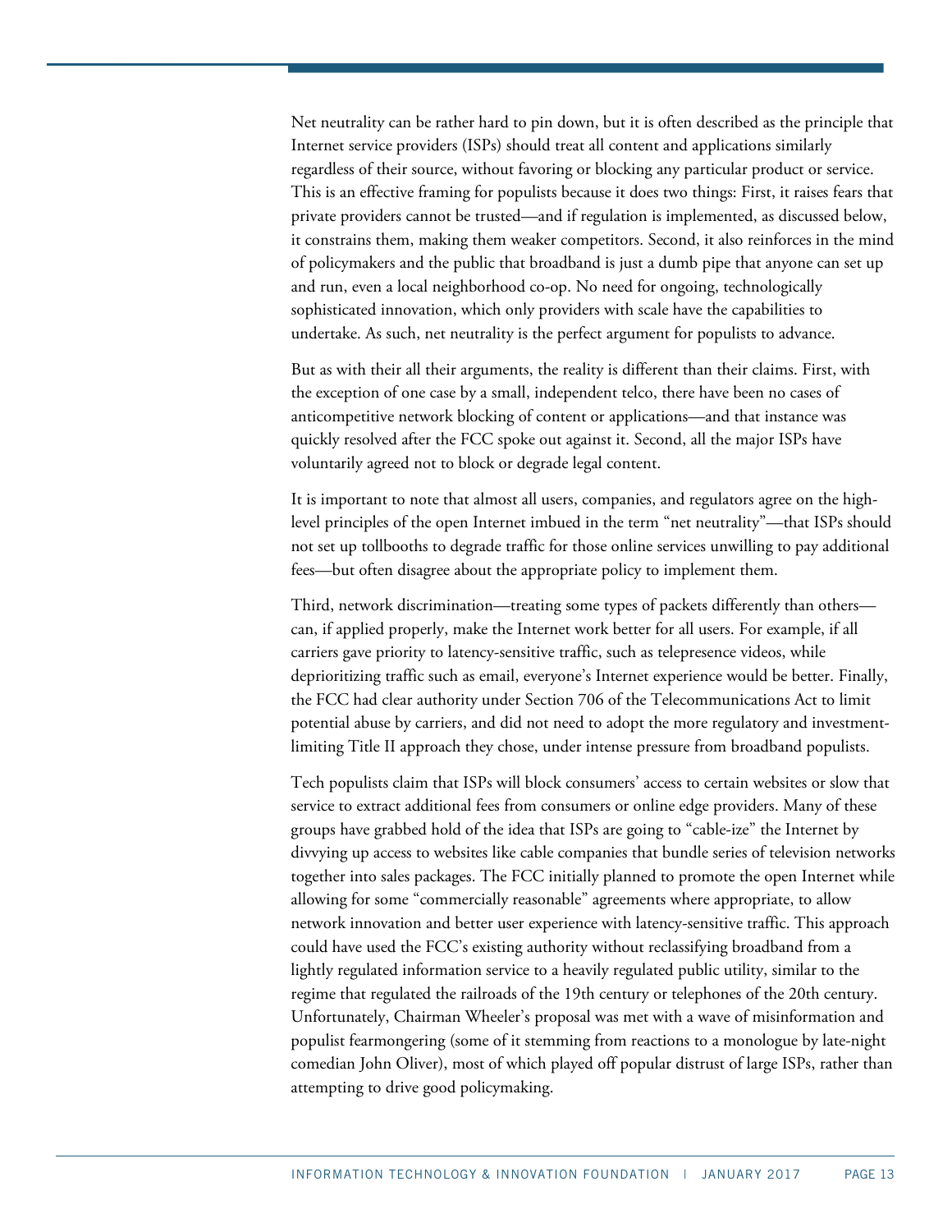Net neutrality can be rather hard to pin down, but it is often described as the principle that Internet service providers (ISPs) should treat all content and applications similarly regardless of their source, without favoring or blocking any particular product or service. This is an effective framing for populists because it does two things: First, it raises fears that private providers cannot be trusted—and if regulation is implemented, as discussed below, it constrains them, making them weaker competitors. Second, it also reinforces in the mind of policymakers and the public that broadband is just a dumb pipe that anyone can set up and run, even a local neighborhood co-op. No need for ongoing, technologically sophisticated innovation, which only providers with scale have the capabilities to undertake. As such, net neutrality is the perfect argument for populists to advance.

But as with their all their arguments, the reality is different than their claims. First, with the exception of one case by a small, independent telco, there have been no cases of anticompetitive network blocking of content or applications—and that instance was quickly resolved after the FCC spoke out against it. Second, all the major ISPs have voluntarily agreed not to block or degrade legal content.

It is important to note that almost all users, companies, and regulators agree on the high-level principles of the open Internet imbued in the term "net neutrality"—that ISPs should not set up tollbooths to degrade traffic for those online services unwilling to pay additional fees—but often disagree about the appropriate policy to implement them.

Third, network discrimination—treating some types of packets differently than others—can, if applied properly, make the Internet work better for all users. For example, if all carriers gave priority to latency-sensitive traffic, such as telepresence videos, while deprioritizing traffic such as email, everyone's Internet experience would be better. Finally, the FCC had clear authority under Section 706 of the Telecommunications Act to limit potential abuse by carriers, and did not need to adopt the more regulatory and investment-limiting Title II approach they chose, under intense pressure from broadband populists.

Tech populists claim that ISPs will block consumers' access to certain websites or slow that service to extract additional fees from consumers or online edge providers. Many of these groups have grabbed hold of the idea that ISPs are going to "cable-ize" the Internet by divvying up access to websites like cable companies that bundle series of television networks together into sales packages. The FCC initially planned to promote the open Internet while allowing for some "commercially reasonable" agreements where appropriate, to allow network innovation and better user experience with latency-sensitive traffic. This approach could have used the FCC's existing authority without reclassifying broadband from a lightly regulated information service to a heavily regulated public utility, similar to the regime that regulated the railroads of the 19th century or telephones of the 20th century. Unfortunately, Chairman Wheeler's proposal was met with a wave of misinformation and populist fearmongering (some of it stemming from reactions to a monologue by late-night comedian John Oliver), most of which played off popular distrust of large ISPs, rather than attempting to drive good policymaking.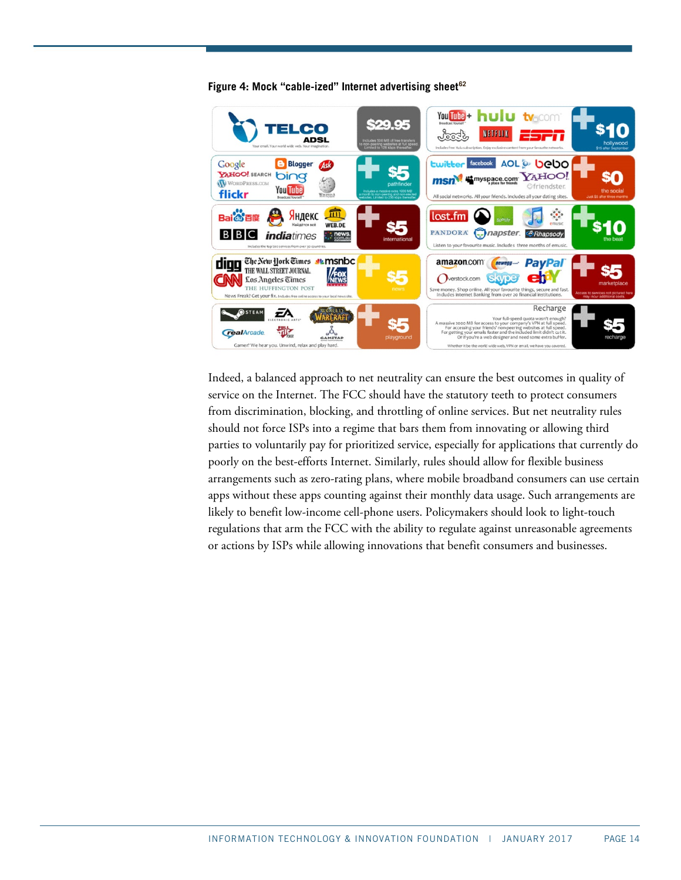**Figure 4: Mock "cable-ized" Internet advertising sheet**[62]

Indeed, a balanced approach to net neutrality can ensure the best outcomes in quality of service on the Internet. The FCC should have the statutory teeth to protect consumers from discrimination, blocking, and throttling of online services. But net neutrality rules should not force ISPs into a regime that bars them from innovating or allowing third parties to voluntarily pay for prioritized service, especially for applications that currently do poorly on the best-efforts Internet. Similarly, rules should allow for flexible business arrangements such as zero-rating plans, where mobile broadband consumers can use certain apps without these apps counting against their monthly data usage. Such arrangements are likely to benefit low-income cell-phone users. Policymakers should look to light-touch regulations that arm the FCC with the ability to regulate against unreasonable agreements or actions by ISPs while allowing innovations that benefit consumers and businesses.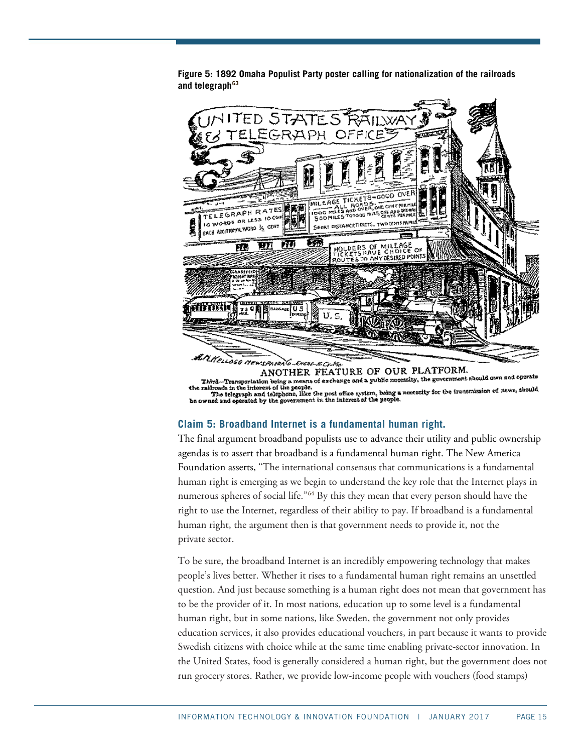**Figure 5: 1892 Omaha Populist Party poster calling for nationalization of the railroads and telegraph[63]**

ANOTHER FEATURE OF OUR PLATFORM.

Third—Transportation being a means of exchange and a public necessity, the government should own and operate the railroads in the interest of the people.

The telegraph and telephone, like the post office system, being a necessity for the transmission of news, should be owned and operated by the government in the interest of the people.

### Claim 5: Broadband Internet is a fundamental human right.

The final argument broadband populists use to advance their utility and public ownership agendas is to assert that broadband is a fundamental human right. The New America Foundation asserts, "The international consensus that communications is a fundamental human right is emerging as we begin to understand the key role that the Internet plays in numerous spheres of social life."[64] By this they mean that every person should have the right to use the Internet, regardless of their ability to pay. If broadband is a fundamental human right, the argument then is that government needs to provide it, not the private sector.

To be sure, the broadband Internet is an incredibly empowering technology that makes people's lives better. Whether it rises to a fundamental human right remains an unsettled question. And just because something is a human right does not mean that government has to be the provider of it. In most nations, education up to some level is a fundamental human right, but in some nations, like Sweden, the government not only provides education services, it also provides educational vouchers, in part because it wants to provide Swedish citizens with choice while at the same time enabling private-sector innovation. In the United States, food is generally considered a human right, but the government does not run grocery stores. Rather, we provide low-income people with vouchers (food stamps)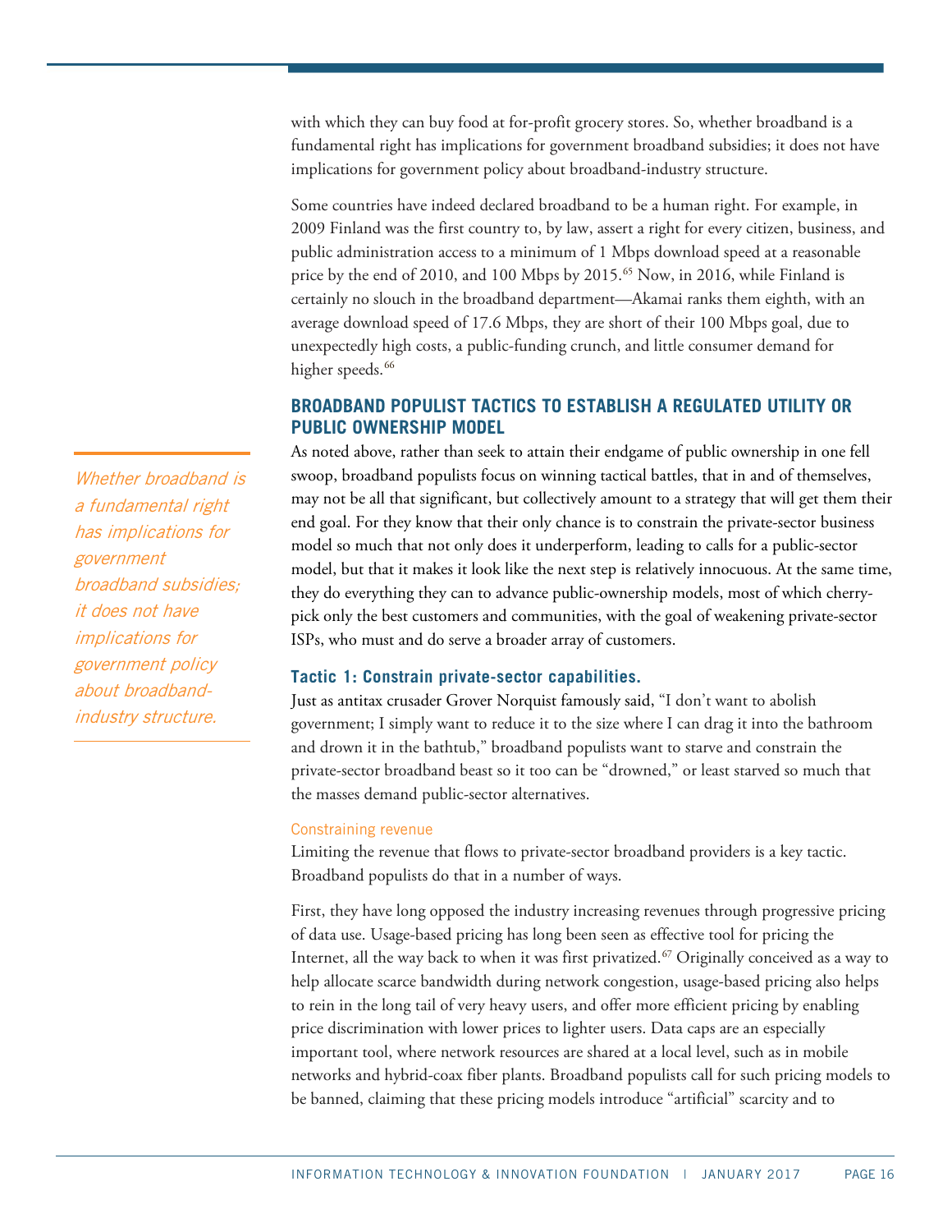with which they can buy food at for-profit grocery stores. So, whether broadband is a fundamental right has implications for government broadband subsidies; it does not have implications for government policy about broadband-industry structure.

Some countries have indeed declared broadband to be a human right. For example, in 2009 Finland was the first country to, by law, assert a right for every citizen, business, and public administration access to a minimum of 1 Mbps download speed at a reasonable price by the end of 2010, and 100 Mbps by 2015.[65] Now, in 2016, while Finland is certainly no slouch in the broadband department—Akamai ranks them eighth, with an average download speed of 17.6 Mbps, they are short of their 100 Mbps goal, due to unexpectedly high costs, a public-funding crunch, and little consumer demand for higher speeds.[66]

> *Whether broadband is a fundamental right has implications for government broadband subsidies; it does not have implications for government policy about broadband-industry structure.*

## BROADBAND POPULIST TACTICS TO ESTABLISH A REGULATED UTILITY OR PUBLIC OWNERSHIP MODEL

As noted above, rather than seek to attain their endgame of public ownership in one fell swoop, broadband populists focus on winning tactical battles, that in and of themselves, may not be all that significant, but collectively amount to a strategy that will get them their end goal. For they know that their only chance is to constrain the private-sector business model so much that not only does it underperform, leading to calls for a public-sector model, but that it makes it look like the next step is relatively innocuous. At the same time, they do everything they can to advance public-ownership models, most of which cherry-pick only the best customers and communities, with the goal of weakening private-sector ISPs, who must and do serve a broader array of customers.

### Tactic 1: Constrain private-sector capabilities.

Just as antitax crusader Grover Norquist famously said, "I don't want to abolish government; I simply want to reduce it to the size where I can drag it into the bathroom and drown it in the bathtub," broadband populists want to starve and constrain the private-sector broadband beast so it too can be "drowned," or least starved so much that the masses demand public-sector alternatives.

#### Constraining revenue

Limiting the revenue that flows to private-sector broadband providers is a key tactic. Broadband populists do that in a number of ways.

First, they have long opposed the industry increasing revenues through progressive pricing of data use. Usage-based pricing has long been seen as effective tool for pricing the Internet, all the way back to when it was first privatized.[67] Originally conceived as a way to help allocate scarce bandwidth during network congestion, usage-based pricing also helps to rein in the long tail of very heavy users, and offer more efficient pricing by enabling price discrimination with lower prices to lighter users. Data caps are an especially important tool, where network resources are shared at a local level, such as in mobile networks and hybrid-coax fiber plants. Broadband populists call for such pricing models to be banned, claiming that these pricing models introduce "artificial" scarcity and to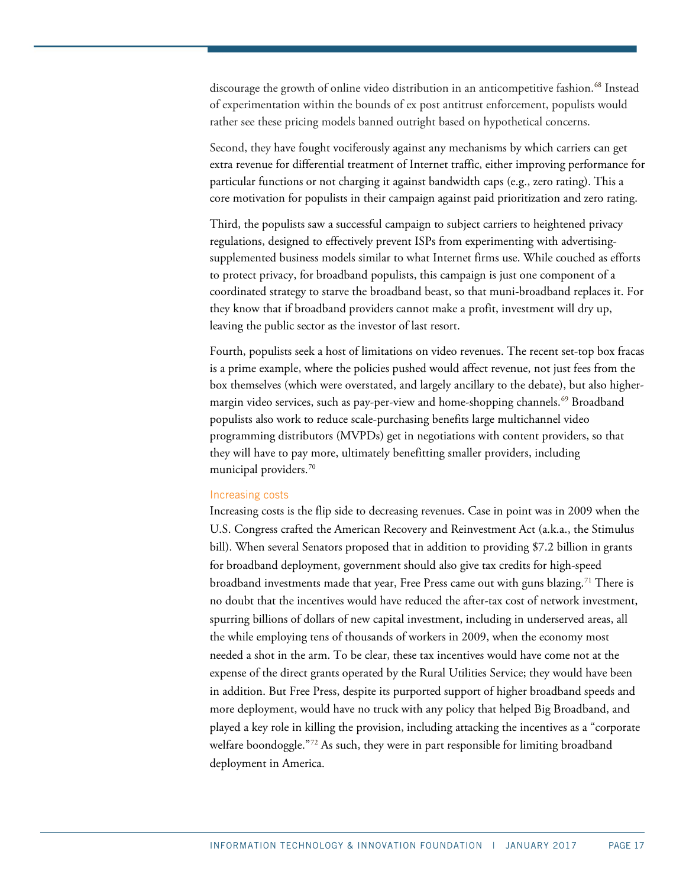discourage the growth of online video distribution in an anticompetitive fashion.[68] Instead of experimentation within the bounds of ex post antitrust enforcement, populists would rather see these pricing models banned outright based on hypothetical concerns.

Second, they have fought vociferously against any mechanisms by which carriers can get extra revenue for differential treatment of Internet traffic, either improving performance for particular functions or not charging it against bandwidth caps (e.g., zero rating). This a core motivation for populists in their campaign against paid prioritization and zero rating.

Third, the populists saw a successful campaign to subject carriers to heightened privacy regulations, designed to effectively prevent ISPs from experimenting with advertising-supplemented business models similar to what Internet firms use. While couched as efforts to protect privacy, for broadband populists, this campaign is just one component of a coordinated strategy to starve the broadband beast, so that muni-broadband replaces it. For they know that if broadband providers cannot make a profit, investment will dry up, leaving the public sector as the investor of last resort.

Fourth, populists seek a host of limitations on video revenues. The recent set-top box fracas is a prime example, where the policies pushed would affect revenue, not just fees from the box themselves (which were overstated, and largely ancillary to the debate), but also higher-margin video services, such as pay-per-view and home-shopping channels.[69] Broadband populists also work to reduce scale-purchasing benefits large multichannel video programming distributors (MVPDs) get in negotiations with content providers, so that they will have to pay more, ultimately benefitting smaller providers, including municipal providers.[70]

### Increasing costs

Increasing costs is the flip side to decreasing revenues. Case in point was in 2009 when the U.S. Congress crafted the American Recovery and Reinvestment Act (a.k.a., the Stimulus bill). When several Senators proposed that in addition to providing $7.2 billion in grants for broadband deployment, government should also give tax credits for high-speed broadband investments made that year, Free Press came out with guns blazing.[71] There is no doubt that the incentives would have reduced the after-tax cost of network investment, spurring billions of dollars of new capital investment, including in underserved areas, all the while employing tens of thousands of workers in 2009, when the economy most needed a shot in the arm. To be clear, these tax incentives would have come not at the expense of the direct grants operated by the Rural Utilities Service; they would have been in addition. But Free Press, despite its purported support of higher broadband speeds and more deployment, would have no truck with any policy that helped Big Broadband, and played a key role in killing the provision, including attacking the incentives as a "corporate welfare boondoggle."[72] As such, they were in part responsible for limiting broadband deployment in America.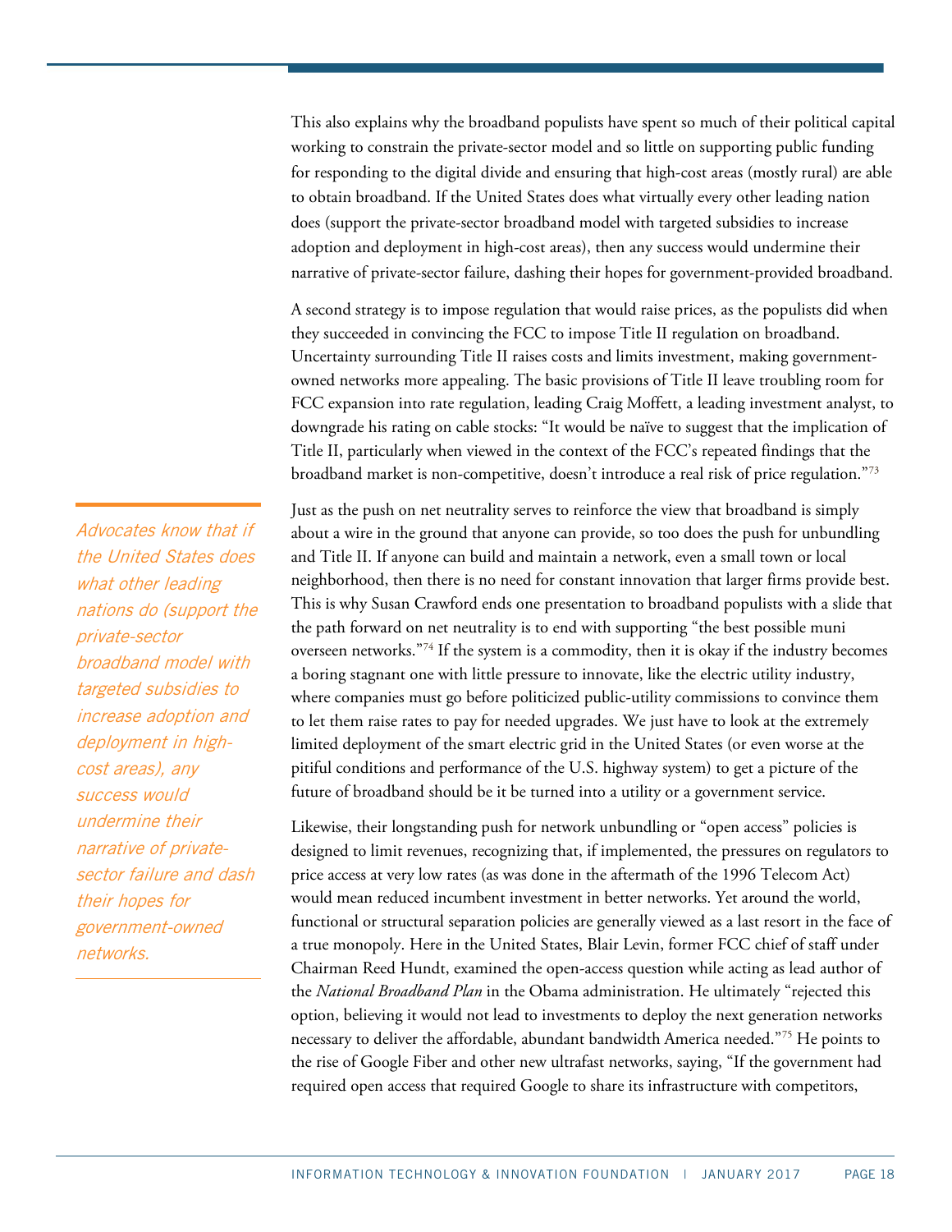This also explains why the broadband populists have spent so much of their political capital working to constrain the private-sector model and so little on supporting public funding for responding to the digital divide and ensuring that high-cost areas (mostly rural) are able to obtain broadband. If the United States does what virtually every other leading nation does (support the private-sector broadband model with targeted subsidies to increase adoption and deployment in high-cost areas), then any success would undermine their narrative of private-sector failure, dashing their hopes for government-provided broadband.

A second strategy is to impose regulation that would raise prices, as the populists did when they succeeded in convincing the FCC to impose Title II regulation on broadband. Uncertainty surrounding Title II raises costs and limits investment, making government-owned networks more appealing. The basic provisions of Title II leave troubling room for FCC expansion into rate regulation, leading Craig Moffett, a leading investment analyst, to downgrade his rating on cable stocks: "It would be naïve to suggest that the implication of Title II, particularly when viewed in the context of the FCC's repeated findings that the broadband market is non-competitive, doesn't introduce a real risk of price regulation."[73]

*Advocates know that if the United States does what other leading nations do (support the private-sector broadband model with targeted subsidies to increase adoption and deployment in high-cost areas), any success would undermine their narrative of private-sector failure and dash their hopes for government-owned networks.*

Just as the push on net neutrality serves to reinforce the view that broadband is simply about a wire in the ground that anyone can provide, so too does the push for unbundling and Title II. If anyone can build and maintain a network, even a small town or local neighborhood, then there is no need for constant innovation that larger firms provide best. This is why Susan Crawford ends one presentation to broadband populists with a slide that the path forward on net neutrality is to end with supporting "the best possible muni overseen networks."[74] If the system is a commodity, then it is okay if the industry becomes a boring stagnant one with little pressure to innovate, like the electric utility industry, where companies must go before politicized public-utility commissions to convince them to let them raise rates to pay for needed upgrades. We just have to look at the extremely limited deployment of the smart electric grid in the United States (or even worse at the pitiful conditions and performance of the U.S. highway system) to get a picture of the future of broadband should be it be turned into a utility or a government service.

Likewise, their longstanding push for network unbundling or "open access" policies is designed to limit revenues, recognizing that, if implemented, the pressures on regulators to price access at very low rates (as was done in the aftermath of the 1996 Telecom Act) would mean reduced incumbent investment in better networks. Yet around the world, functional or structural separation policies are generally viewed as a last resort in the face of a true monopoly. Here in the United States, Blair Levin, former FCC chief of staff under Chairman Reed Hundt, examined the open-access question while acting as lead author of the *National Broadband Plan* in the Obama administration. He ultimately "rejected this option, believing it would not lead to investments to deploy the next generation networks necessary to deliver the affordable, abundant bandwidth America needed."[75] He points to the rise of Google Fiber and other new ultrafast networks, saying, "If the government had required open access that required Google to share its infrastructure with competitors,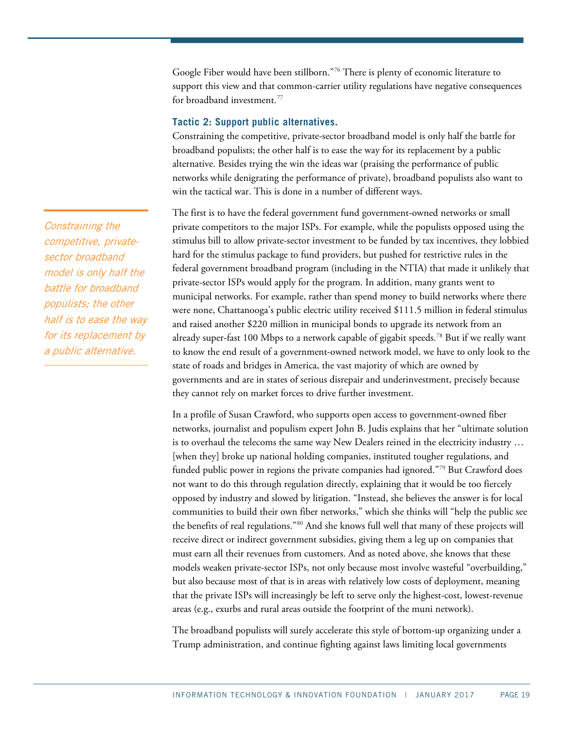Google Fiber would have been stillborn."[76] There is plenty of economic literature to support this view and that common-carrier utility regulations have negative consequences for broadband investment.[77]

### Tactic 2: Support public alternatives.

Constraining the competitive, private-sector broadband model is only half the battle for broadband populists; the other half is to ease the way for its replacement by a public alternative. Besides trying the win the ideas war (praising the performance of public networks while denigrating the performance of private), broadband populists also want to win the tactical war. This is done in a number of different ways.

*Constraining the competitive, private-sector broadband model is only half the battle for broadband populists; the other half is to ease the way for its replacement by a public alternative.*

The first is to have the federal government fund government-owned networks or small private competitors to the major ISPs. For example, while the populists opposed using the stimulus bill to allow private-sector investment to be funded by tax incentives, they lobbied hard for the stimulus package to fund providers, but pushed for restrictive rules in the federal government broadband program (including in the NTIA) that made it unlikely that private-sector ISPs would apply for the program. In addition, many grants went to municipal networks. For example, rather than spend money to build networks where there were none, Chattanooga's public electric utility received $111.5 million in federal stimulus and raised another $220 million in municipal bonds to upgrade its network from an already super-fast 100 Mbps to a network capable of gigabit speeds.[78] But if we really want to know the end result of a government-owned network model, we have to only look to the state of roads and bridges in America, the vast majority of which are owned by governments and are in states of serious disrepair and underinvestment, precisely because they cannot rely on market forces to drive further investment.

In a profile of Susan Crawford, who supports open access to government-owned fiber networks, journalist and populism expert John B. Judis explains that her "ultimate solution is to overhaul the telecoms the same way New Dealers reined in the electricity industry … [when they] broke up national holding companies, instituted tougher regulations, and funded public power in regions the private companies had ignored."[79] But Crawford does not want to do this through regulation directly, explaining that it would be too fiercely opposed by industry and slowed by litigation. "Instead, she believes the answer is for local communities to build their own fiber networks," which she thinks will "help the public see the benefits of real regulations."[80] And she knows full well that many of these projects will receive direct or indirect government subsidies, giving them a leg up on companies that must earn all their revenues from customers. And as noted above, she knows that these models weaken private-sector ISPs, not only because most involve wasteful "overbuilding," but also because most of that is in areas with relatively low costs of deployment, meaning that the private ISPs will increasingly be left to serve only the highest-cost, lowest-revenue areas (e.g., exurbs and rural areas outside the footprint of the muni network).

The broadband populists will surely accelerate this style of bottom-up organizing under a Trump administration, and continue fighting against laws limiting local governments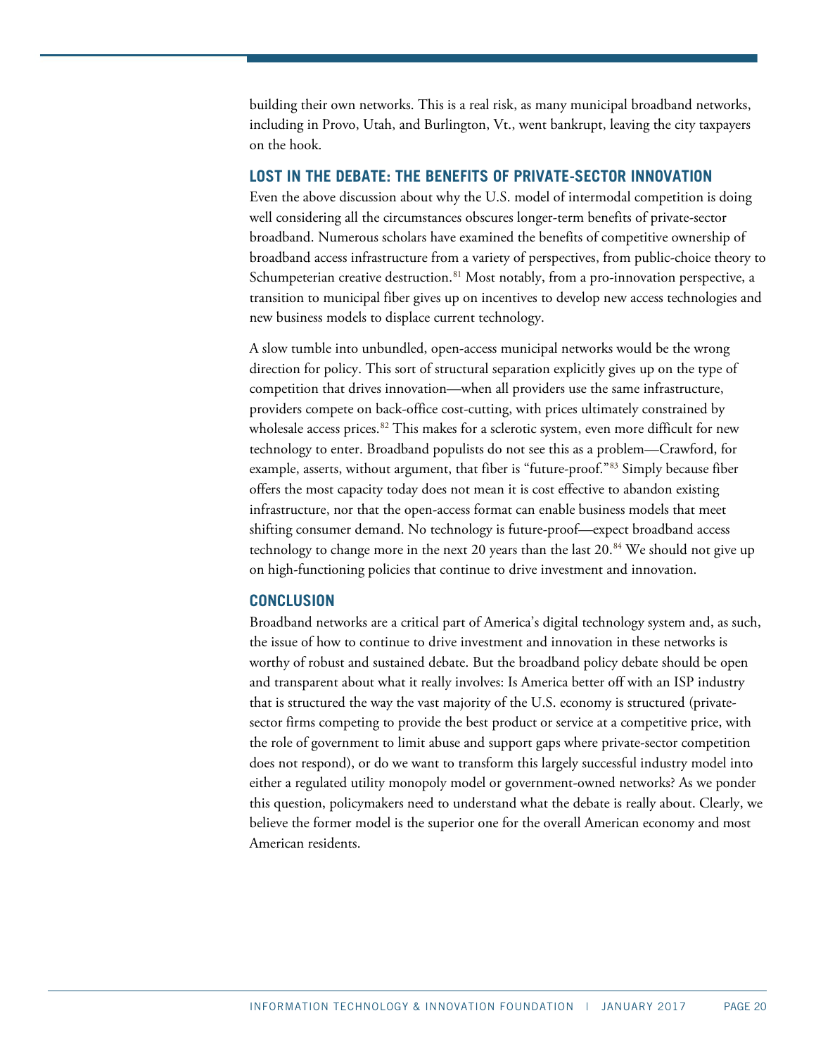building their own networks. This is a real risk, as many municipal broadband networks, including in Provo, Utah, and Burlington, Vt., went bankrupt, leaving the city taxpayers on the hook.

## LOST IN THE DEBATE: THE BENEFITS OF PRIVATE-SECTOR INNOVATION

Even the above discussion about why the U.S. model of intermodal competition is doing well considering all the circumstances obscures longer-term benefits of private-sector broadband. Numerous scholars have examined the benefits of competitive ownership of broadband access infrastructure from a variety of perspectives, from public-choice theory to Schumpeterian creative destruction.[81] Most notably, from a pro-innovation perspective, a transition to municipal fiber gives up on incentives to develop new access technologies and new business models to displace current technology.

A slow tumble into unbundled, open-access municipal networks would be the wrong direction for policy. This sort of structural separation explicitly gives up on the type of competition that drives innovation—when all providers use the same infrastructure, providers compete on back-office cost-cutting, with prices ultimately constrained by wholesale access prices.[82] This makes for a sclerotic system, even more difficult for new technology to enter. Broadband populists do not see this as a problem—Crawford, for example, asserts, without argument, that fiber is "future-proof."[83] Simply because fiber offers the most capacity today does not mean it is cost effective to abandon existing infrastructure, nor that the open-access format can enable business models that meet shifting consumer demand. No technology is future-proof—expect broadband access technology to change more in the next 20 years than the last 20.[84] We should not give up on high-functioning policies that continue to drive investment and innovation.

## CONCLUSION

Broadband networks are a critical part of America's digital technology system and, as such, the issue of how to continue to drive investment and innovation in these networks is worthy of robust and sustained debate. But the broadband policy debate should be open and transparent about what it really involves: Is America better off with an ISP industry that is structured the way the vast majority of the U.S. economy is structured (private-sector firms competing to provide the best product or service at a competitive price, with the role of government to limit abuse and support gaps where private-sector competition does not respond), or do we want to transform this largely successful industry model into either a regulated utility monopoly model or government-owned networks? As we ponder this question, policymakers need to understand what the debate is really about. Clearly, we believe the former model is the superior one for the overall American economy and most American residents.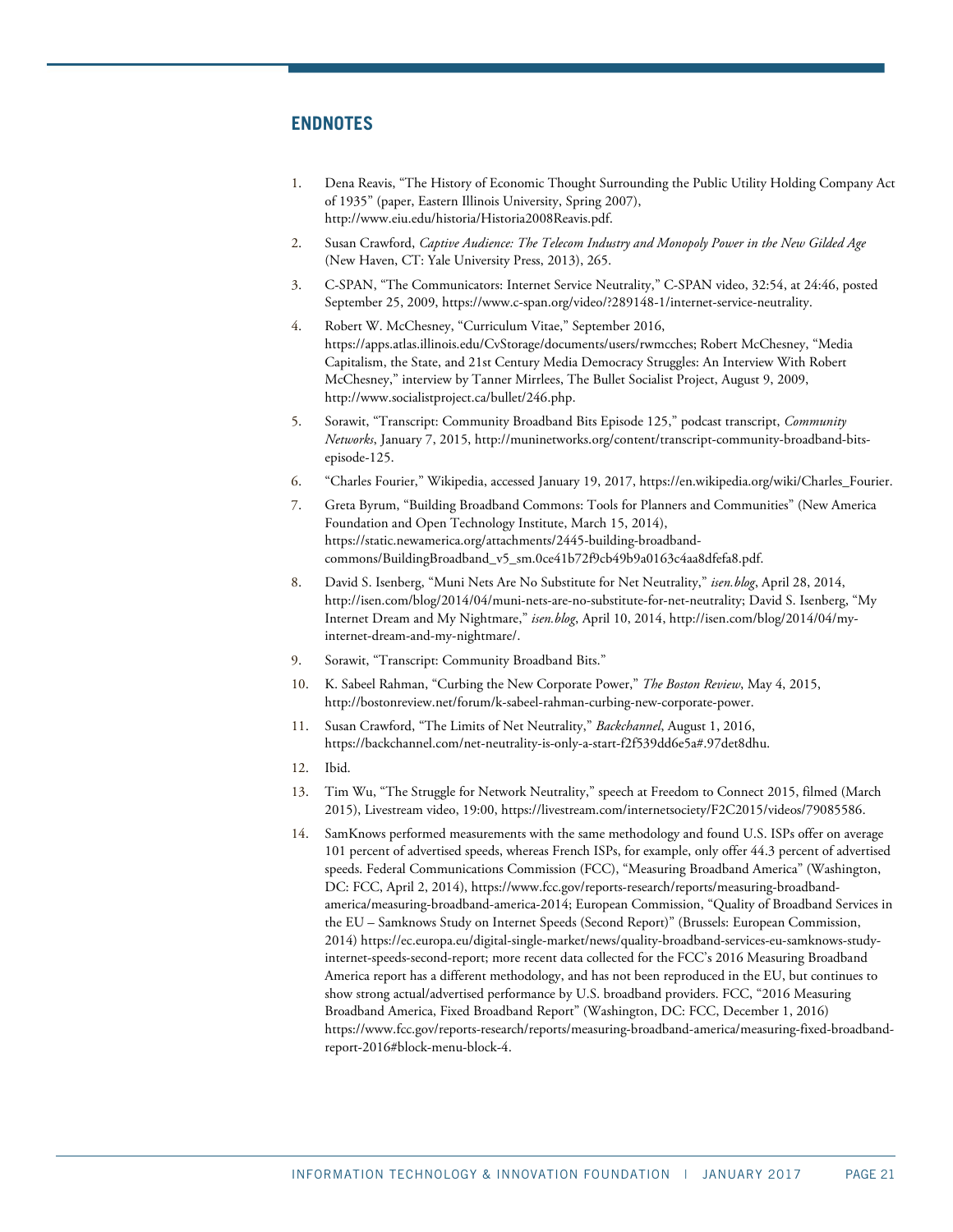## ENDNOTES

1. Dena Reavis, "The History of Economic Thought Surrounding the Public Utility Holding Company Act of 1935" (paper, Eastern Illinois University, Spring 2007), http://www.eiu.edu/historia/Historia2008Reavis.pdf.
2. Susan Crawford, *Captive Audience: The Telecom Industry and Monopoly Power in the New Gilded Age* (New Haven, CT: Yale University Press, 2013), 265.
3. C-SPAN, "The Communicators: Internet Service Neutrality," C-SPAN video, 32:54, at 24:46, posted September 25, 2009, https://www.c-span.org/video/?289148-1/internet-service-neutrality.
4. Robert W. McChesney, "Curriculum Vitae," September 2016, https://apps.atlas.illinois.edu/CvStorage/documents/users/rwmcches; Robert McChesney, "Media Capitalism, the State, and 21st Century Media Democracy Struggles: An Interview With Robert McChesney," interview by Tanner Mirrlees, The Bullet Socialist Project, August 9, 2009, http://www.socialistproject.ca/bullet/246.php.
5. Sorawit, "Transcript: Community Broadband Bits Episode 125," podcast transcript, *Community Networks*, January 7, 2015, http://muninetworks.org/content/transcript-community-broadband-bits-episode-125.
6. "Charles Fourier," Wikipedia, accessed January 19, 2017, https://en.wikipedia.org/wiki/Charles_Fourier.
7. Greta Byrum, "Building Broadband Commons: Tools for Planners and Communities" (New America Foundation and Open Technology Institute, March 15, 2014), https://static.newamerica.org/attachments/2445-building-broadband-commons/BuildingBroadband_v5_sm.0ce41b72f9cb49b9a0163c4aa8dfefa8.pdf.
8. David S. Isenberg, "Muni Nets Are No Substitute for Net Neutrality," *isen.blog*, April 28, 2014, http://isen.com/blog/2014/04/muni-nets-are-no-substitute-for-net-neutrality; David S. Isenberg, "My Internet Dream and My Nightmare," *isen.blog*, April 10, 2014, http://isen.com/blog/2014/04/my-internet-dream-and-my-nightmare/.
9. Sorawit, "Transcript: Community Broadband Bits."
10. K. Sabeel Rahman, "Curbing the New Corporate Power," *The Boston Review*, May 4, 2015, http://bostonreview.net/forum/k-sabeel-rahman-curbing-new-corporate-power.
11. Susan Crawford, "The Limits of Net Neutrality," *Backchannel*, August 1, 2016, https://backchannel.com/net-neutrality-is-only-a-start-f2f539dd6e5a#.97det8dhu.
12. Ibid.
13. Tim Wu, "The Struggle for Network Neutrality," speech at Freedom to Connect 2015, filmed (March 2015), Livestream video, 19:00, https://livestream.com/internetsociety/F2C2015/videos/79085586.
14. SamKnows performed measurements with the same methodology and found U.S. ISPs offer on average 101 percent of advertised speeds, whereas French ISPs, for example, only offer 44.3 percent of advertised speeds. Federal Communications Commission (FCC), "Measuring Broadband America" (Washington, DC: FCC, April 2, 2014), https://www.fcc.gov/reports-research/reports/measuring-broadband-america/measuring-broadband-america-2014; European Commission, "Quality of Broadband Services in the EU – Samknows Study on Internet Speeds (Second Report)" (Brussels: European Commission, 2014) https://ec.europa.eu/digital-single-market/news/quality-broadband-services-eu-samknows-study-internet-speeds-second-report; more recent data collected for the FCC's 2016 Measuring Broadband America report has a different methodology, and has not been reproduced in the EU, but continues to show strong actual/advertised performance by U.S. broadband providers. FCC, "2016 Measuring Broadband America, Fixed Broadband Report" (Washington, DC: FCC, December 1, 2016) https://www.fcc.gov/reports-research/reports/measuring-broadband-america/measuring-fixed-broadband-report-2016#block-menu-block-4.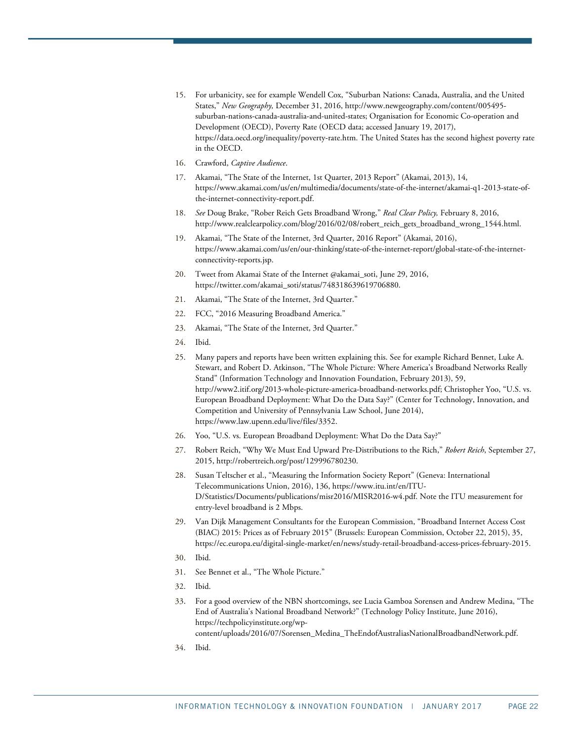15. For urbanicity, see for example Wendell Cox, "Suburban Nations: Canada, Australia, and the United States," *New Geography,* December 31, 2016, http://www.newgeography.com/content/005495-suburban-nations-canada-australia-and-united-states; Organisation for Economic Co-operation and Development (OECD), Poverty Rate (OECD data; accessed January 19, 2017), https://data.oecd.org/inequality/poverty-rate.htm. The United States has the second highest poverty rate in the OECD.
16. Crawford, *Captive Audience*.
17. Akamai, "The State of the Internet, 1st Quarter, 2013 Report" (Akamai, 2013), 14, https://www.akamai.com/us/en/multimedia/documents/state-of-the-internet/akamai-q1-2013-state-of-the-internet-connectivity-report.pdf.
18. *See* Doug Brake, "Rober Reich Gets Broadband Wrong," *Real Clear Policy,* February 8, 2016, http://www.realclearpolicy.com/blog/2016/02/08/robert_reich_gets_broadband_wrong_1544.html.
19. Akamai, "The State of the Internet, 3rd Quarter, 2016 Report" (Akamai, 2016), https://www.akamai.com/us/en/our-thinking/state-of-the-internet-report/global-state-of-the-internet-connectivity-reports.jsp.
20. Tweet from Akamai State of the Internet @akamai_soti, June 29, 2016, https://twitter.com/akamai_soti/status/748318639619706880.
21. Akamai, "The State of the Internet, 3rd Quarter."
22. FCC, "2016 Measuring Broadband America."
23. Akamai, "The State of the Internet, 3rd Quarter."
24. Ibid.
25. Many papers and reports have been written explaining this. See for example Richard Bennet, Luke A. Stewart, and Robert D. Atkinson, "The Whole Picture: Where America's Broadband Networks Really Stand" (Information Technology and Innovation Foundation, February 2013), 59, http://www2.itif.org/2013-whole-picture-america-broadband-networks.pdf; Christopher Yoo, "U.S. vs. European Broadband Deployment: What Do the Data Say?" (Center for Technology, Innovation, and Competition and University of Pennsylvania Law School, June 2014), https://www.law.upenn.edu/live/files/3352.
26. Yoo, "U.S. vs. European Broadband Deployment: What Do the Data Say?"
27. Robert Reich, "Why We Must End Upward Pre-Distributions to the Rich," *Robert Reich*, September 27, 2015, http://robertreich.org/post/129996780230.
28. Susan Teltscher et al., "Measuring the Information Society Report" (Geneva: International Telecommunications Union, 2016), 136, https://www.itu.int/en/ITU-D/Statistics/Documents/publications/misr2016/MISR2016-w4.pdf. Note the ITU measurement for entry-level broadband is 2 Mbps.
29. Van Dijk Management Consultants for the European Commission, "Broadband Internet Access Cost (BIAC) 2015: Prices as of February 2015" (Brussels: European Commission, October 22, 2015), 35, https://ec.europa.eu/digital-single-market/en/news/study-retail-broadband-access-prices-february-2015.
30. Ibid.
31. See Bennet et al., "The Whole Picture."
32. Ibid.
33. For a good overview of the NBN shortcomings, see Lucia Gamboa Sorensen and Andrew Medina, "The End of Australia's National Broadband Network?" (Technology Policy Institute, June 2016), https://techpolicyinstitute.org/wp-content/uploads/2016/07/Sorensen_Medina_TheEndofAustraliasNationalBroadbandNetwork.pdf.
34. Ibid.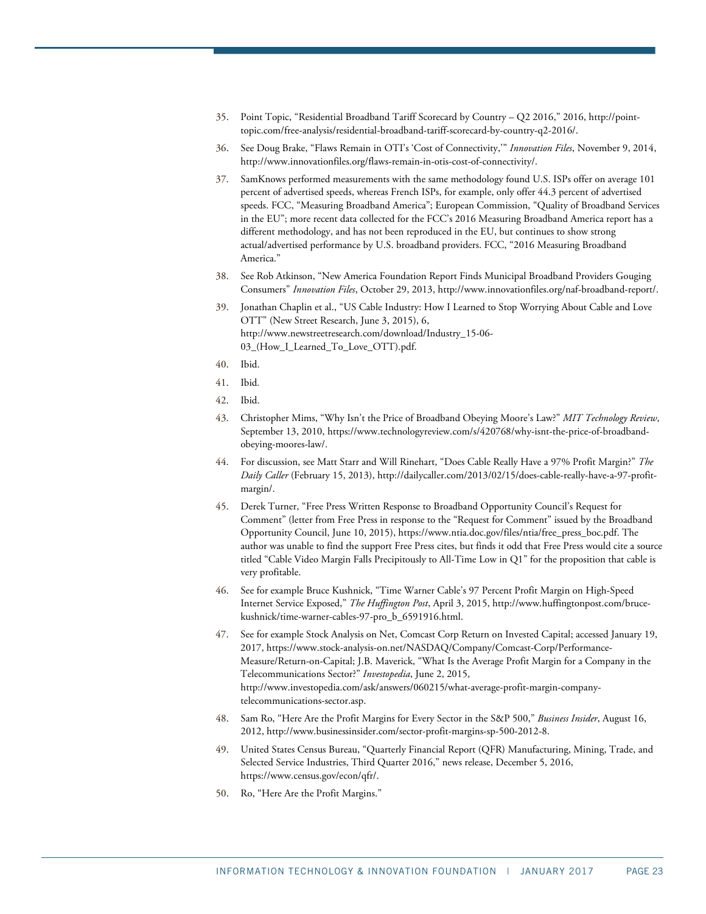35. Point Topic, "Residential Broadband Tariff Scorecard by Country – Q2 2016," 2016, http://point-topic.com/free-analysis/residential-broadband-tariff-scorecard-by-country-q2-2016/.

36. See Doug Brake, "Flaws Remain in OTI's 'Cost of Connectivity,'" *Innovation Files*, November 9, 2014, http://www.innovationfiles.org/flaws-remain-in-otis-cost-of-connectivity/.

37. SamKnows performed measurements with the same methodology found U.S. ISPs offer on average 101 percent of advertised speeds, whereas French ISPs, for example, only offer 44.3 percent of advertised speeds. FCC, "Measuring Broadband America"; European Commission, "Quality of Broadband Services in the EU"; more recent data collected for the FCC's 2016 Measuring Broadband America report has a different methodology, and has not been reproduced in the EU, but continues to show strong actual/advertised performance by U.S. broadband providers. FCC, "2016 Measuring Broadband America."

38. See Rob Atkinson, "New America Foundation Report Finds Municipal Broadband Providers Gouging Consumers" *Innovation Files*, October 29, 2013, http://www.innovationfiles.org/naf-broadband-report/.

39. Jonathan Chaplin et al., "US Cable Industry: How I Learned to Stop Worrying About Cable and Love OTT" (New Street Research, June 3, 2015), 6, http://www.newstreetresearch.com/download/Industry_15-06-03_(How_I_Learned_To_Love_OTT).pdf.

40. Ibid.

41. Ibid.

42. Ibid.

43. Christopher Mims, "Why Isn't the Price of Broadband Obeying Moore's Law?" *MIT Technology Review*, September 13, 2010, https://www.technologyreview.com/s/420768/why-isnt-the-price-of-broadband-obeying-moores-law/.

44. For discussion, see Matt Starr and Will Rinehart, "Does Cable Really Have a 97% Profit Margin?" *The Daily Caller* (February 15, 2013), http://dailycaller.com/2013/02/15/does-cable-really-have-a-97-profit-margin/.

45. Derek Turner, "Free Press Written Response to Broadband Opportunity Council's Request for Comment" (letter from Free Press in response to the "Request for Comment" issued by the Broadband Opportunity Council, June 10, 2015), https://www.ntia.doc.gov/files/ntia/free_press_boc.pdf. The author was unable to find the support Free Press cites, but finds it odd that Free Press would cite a source titled "Cable Video Margin Falls Precipitously to All-Time Low in Q1" for the proposition that cable is very profitable.

46. See for example Bruce Kushnick, "Time Warner Cable's 97 Percent Profit Margin on High-Speed Internet Service Exposed," *The Huffington Post*, April 3, 2015, http://www.huffingtonpost.com/bruce-kushnick/time-warner-cables-97-pro_b_6591916.html.

47. See for example Stock Analysis on Net, Comcast Corp Return on Invested Capital; accessed January 19, 2017, https://www.stock-analysis-on.net/NASDAQ/Company/Comcast-Corp/Performance-Measure/Return-on-Capital; J.B. Maverick, "What Is the Average Profit Margin for a Company in the Telecommunications Sector?" *Investopedia*, June 2, 2015, http://www.investopedia.com/ask/answers/060215/what-average-profit-margin-company-telecommunications-sector.asp.

48. Sam Ro, "Here Are the Profit Margins for Every Sector in the S&P 500," *Business Insider*, August 16, 2012, http://www.businessinsider.com/sector-profit-margins-sp-500-2012-8.

49. United States Census Bureau, "Quarterly Financial Report (QFR) Manufacturing, Mining, Trade, and Selected Service Industries, Third Quarter 2016," news release, December 5, 2016, https://www.census.gov/econ/qfr/.

50. Ro, "Here Are the Profit Margins."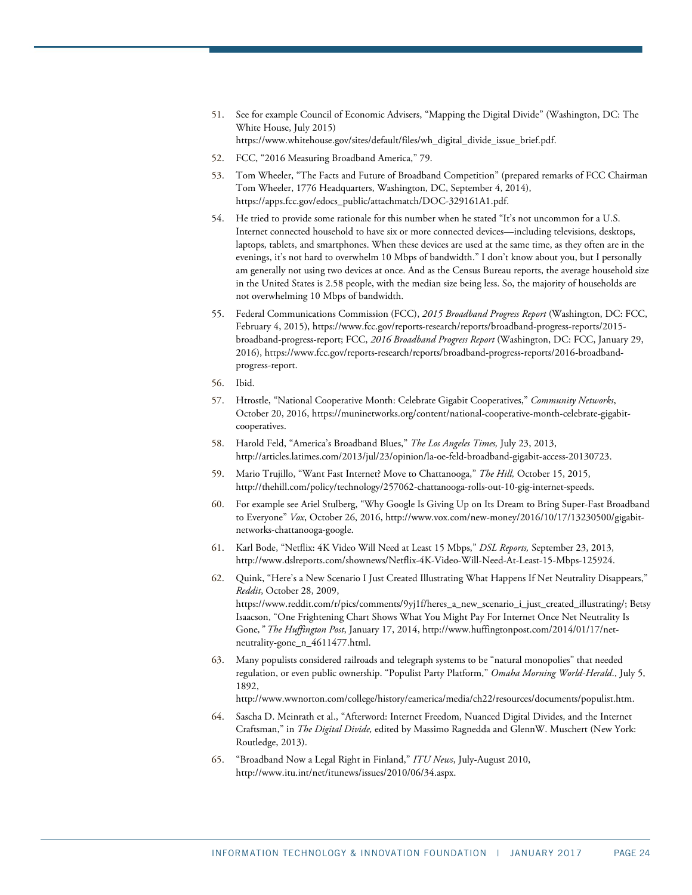51. See for example Council of Economic Advisers, “Mapping the Digital Divide” (Washington, DC: The White House, July 2015) https://www.whitehouse.gov/sites/default/files/wh_digital_divide_issue_brief.pdf.

52. FCC, “2016 Measuring Broadband America,” 79.

53. Tom Wheeler, “The Facts and Future of Broadband Competition” (prepared remarks of FCC Chairman Tom Wheeler, 1776 Headquarters, Washington, DC, September 4, 2014), https://apps.fcc.gov/edocs_public/attachmatch/DOC-329161A1.pdf.

54. He tried to provide some rationale for this number when he stated “It’s not uncommon for a U.S. Internet connected household to have six or more connected devices—including televisions, desktops, laptops, tablets, and smartphones. When these devices are used at the same time, as they often are in the evenings, it’s not hard to overwhelm 10 Mbps of bandwidth.” I don’t know about you, but I personally am generally not using two devices at once. And as the Census Bureau reports, the average household size in the United States is 2.58 people, with the median size being less. So, the majority of households are not overwhelming 10 Mbps of bandwidth.

55. Federal Communications Commission (FCC), *2015 Broadband Progress Report* (Washington, DC: FCC, February 4, 2015), https://www.fcc.gov/reports-research/reports/broadband-progress-reports/2015-broadband-progress-report; FCC, *2016 Broadband Progress Report* (Washington, DC: FCC, January 29, 2016), https://www.fcc.gov/reports-research/reports/broadband-progress-reports/2016-broadband-progress-report.

56. Ibid.

57. Htrostle, “National Cooperative Month: Celebrate Gigabit Cooperatives,” *Community Networks*, October 20, 2016, https://muninetworks.org/content/national-cooperative-month-celebrate-gigabit-cooperatives.

58. Harold Feld, “America’s Broadband Blues,” *The Los Angeles Times,* July 23, 2013, http://articles.latimes.com/2013/jul/23/opinion/la-oe-feld-broadband-gigabit-access-20130723.

59. Mario Trujillo, “Want Fast Internet? Move to Chattanooga,” *The Hill,* October 15, 2015, http://thehill.com/policy/technology/257062-chattanooga-rolls-out-10-gig-internet-speeds.

60. For example see Ariel Stulberg, “Why Google Is Giving Up on Its Dream to Bring Super-Fast Broadband to Everyone” *Vox*, October 26, 2016, http://www.vox.com/new-money/2016/10/17/13230500/gigabit-networks-chattanooga-google.

61. Karl Bode, “Netflix: 4K Video Will Need at Least 15 Mbps,” *DSL Reports,* September 23, 2013, http://www.dslreports.com/shownews/Netflix-4K-Video-Will-Need-At-Least-15-Mbps-125924.

62. Quink, “Here’s a New Scenario I Just Created Illustrating What Happens If Net Neutrality Disappears,” *Reddit*, October 28, 2009, https://www.reddit.com/r/pics/comments/9yj1f/heres_a_new_scenario_i_just_created_illustrating/; Betsy Isaacson, “One Frightening Chart Shows What You Might Pay For Internet Once Net Neutrality Is Gone,” *The Huffington Post*, January 17, 2014, http://www.huffingtonpost.com/2014/01/17/net-neutrality-gone_n_4611477.html.

63. Many populists considered railroads and telegraph systems to be “natural monopolies” that needed regulation, or even public ownership. “Populist Party Platform,” *Omaha Morning World-Herald.*, July 5, 1892, http://www.wwnorton.com/college/history/eamerica/media/ch22/resources/documents/populist.htm.

64. Sascha D. Meinrath et al., “Afterword: Internet Freedom, Nuanced Digital Divides, and the Internet Craftsman,” in *The Digital Divide,* edited by Massimo Ragnedda and GlennW. Muschert (New York: Routledge, 2013).

65. “Broadband Now a Legal Right in Finland,” *ITU News*, July-August 2010, http://www.itu.int/net/itunews/issues/2010/06/34.aspx.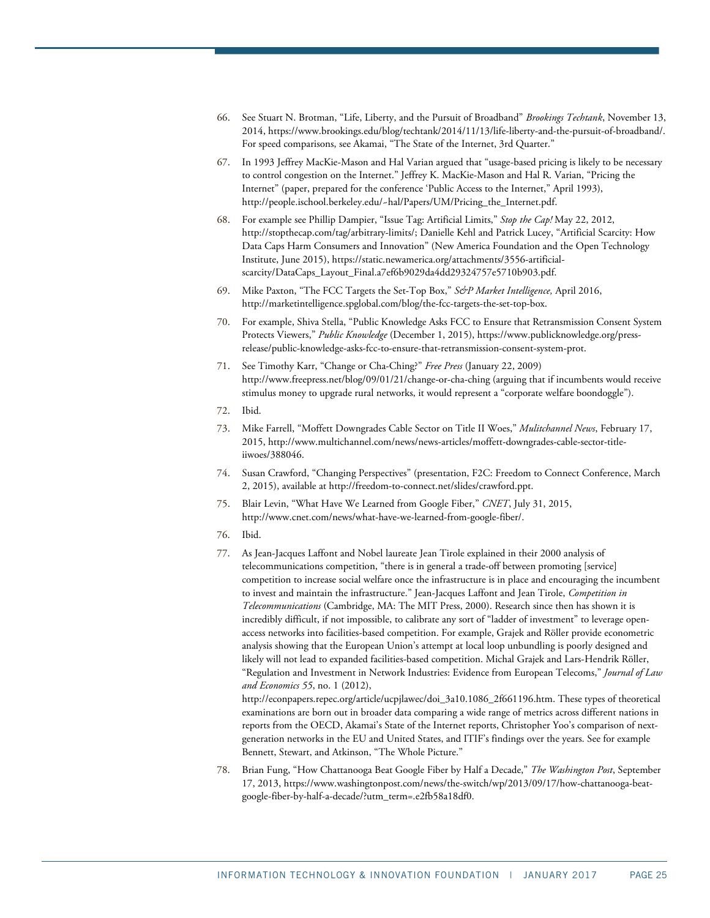66. See Stuart N. Brotman, "Life, Liberty, and the Pursuit of Broadband" *Brookings Techtank*, November 13, 2014, https://www.brookings.edu/blog/techtank/2014/11/13/life-liberty-and-the-pursuit-of-broadband/. For speed comparisons, see Akamai, "The State of the Internet, 3rd Quarter."

67. In 1993 Jeffrey MacKie-Mason and Hal Varian argued that "usage-based pricing is likely to be necessary to control congestion on the Internet." Jeffrey K. MacKie-Mason and Hal R. Varian, "Pricing the Internet" (paper, prepared for the conference 'Public Access to the Internet," April 1993), http://people.ischool.berkeley.edu/~hal/Papers/UM/Pricing_the_Internet.pdf.

68. For example see Phillip Dampier, "Issue Tag: Artificial Limits," *Stop the Cap!* May 22, 2012, http://stopthecap.com/tag/arbitrary-limits/; Danielle Kehl and Patrick Lucey, "Artificial Scarcity: How Data Caps Harm Consumers and Innovation" (New America Foundation and the Open Technology Institute, June 2015), https://static.newamerica.org/attachments/3556-artificial-scarcity/DataCaps_Layout_Final.a7ef6b9029da4dd29324757e5710b903.pdf.

69. Mike Paxton, "The FCC Targets the Set-Top Box," *S&P Market Intelligence,* April 2016, http://marketintelligence.spglobal.com/blog/the-fcc-targets-the-set-top-box.

70. For example, Shiva Stella, "Public Knowledge Asks FCC to Ensure that Retransmission Consent System Protects Viewers," *Public Knowledge* (December 1, 2015), https://www.publicknowledge.org/press-release/public-knowledge-asks-fcc-to-ensure-that-retransmission-consent-system-prot.

71. See Timothy Karr, "Change or Cha-Ching?" *Free Press* (January 22, 2009) http://www.freepress.net/blog/09/01/21/change-or-cha-ching (arguing that if incumbents would receive stimulus money to upgrade rural networks, it would represent a "corporate welfare boondoggle").

72. Ibid.

73. Mike Farrell, "Moffett Downgrades Cable Sector on Title II Woes," *Mulitchannel News*, February 17, 2015, http://www.multichannel.com/news/news-articles/moffett-downgrades-cable-sector-title-iiwoes/388046.

74. Susan Crawford, "Changing Perspectives" (presentation, F2C: Freedom to Connect Conference, March 2, 2015), available at http://freedom-to-connect.net/slides/crawford.ppt.

75. Blair Levin, "What Have We Learned from Google Fiber," *CNET*, July 31, 2015, http://www.cnet.com/news/what-have-we-learned-from-google-fiber/.

76. Ibid.

77. As Jean-Jacques Laffont and Nobel laureate Jean Tirole explained in their 2000 analysis of telecommunications competition, "there is in general a trade-off between promoting [service] competition to increase social welfare once the infrastructure is in place and encouraging the incumbent to invest and maintain the infrastructure." Jean-Jacques Laffont and Jean Tirole, *Competition in Telecommunications* (Cambridge, MA: The MIT Press, 2000). Research since then has shown it is incredibly difficult, if not impossible, to calibrate any sort of "ladder of investment" to leverage open-access networks into facilities-based competition. For example, Grajek and Röller provide econometric analysis showing that the European Union's attempt at local loop unbundling is poorly designed and likely will not lead to expanded facilities-based competition. Michal Grajek and Lars-Hendrik Röller, "Regulation and Investment in Network Industries: Evidence from European Telecoms," *Journal of Law and Economics 55*, no. 1 (2012), http://econpapers.repec.org/article/ucpjlawec/doi_3a10.1086_2f661196.htm. These types of theoretical examinations are born out in broader data comparing a wide range of metrics across different nations in reports from the OECD, Akamai's State of the Internet reports, Christopher Yoo's comparison of next-generation networks in the EU and United States, and ITIF's findings over the years. See for example Bennett, Stewart, and Atkinson, "The Whole Picture."

78. Brian Fung, "How Chattanooga Beat Google Fiber by Half a Decade," *The Washington Post*, September 17, 2013, https://www.washingtonpost.com/news/the-switch/wp/2013/09/17/how-chattanooga-beat-google-fiber-by-half-a-decade/?utm_term=.e2fb58a18df0.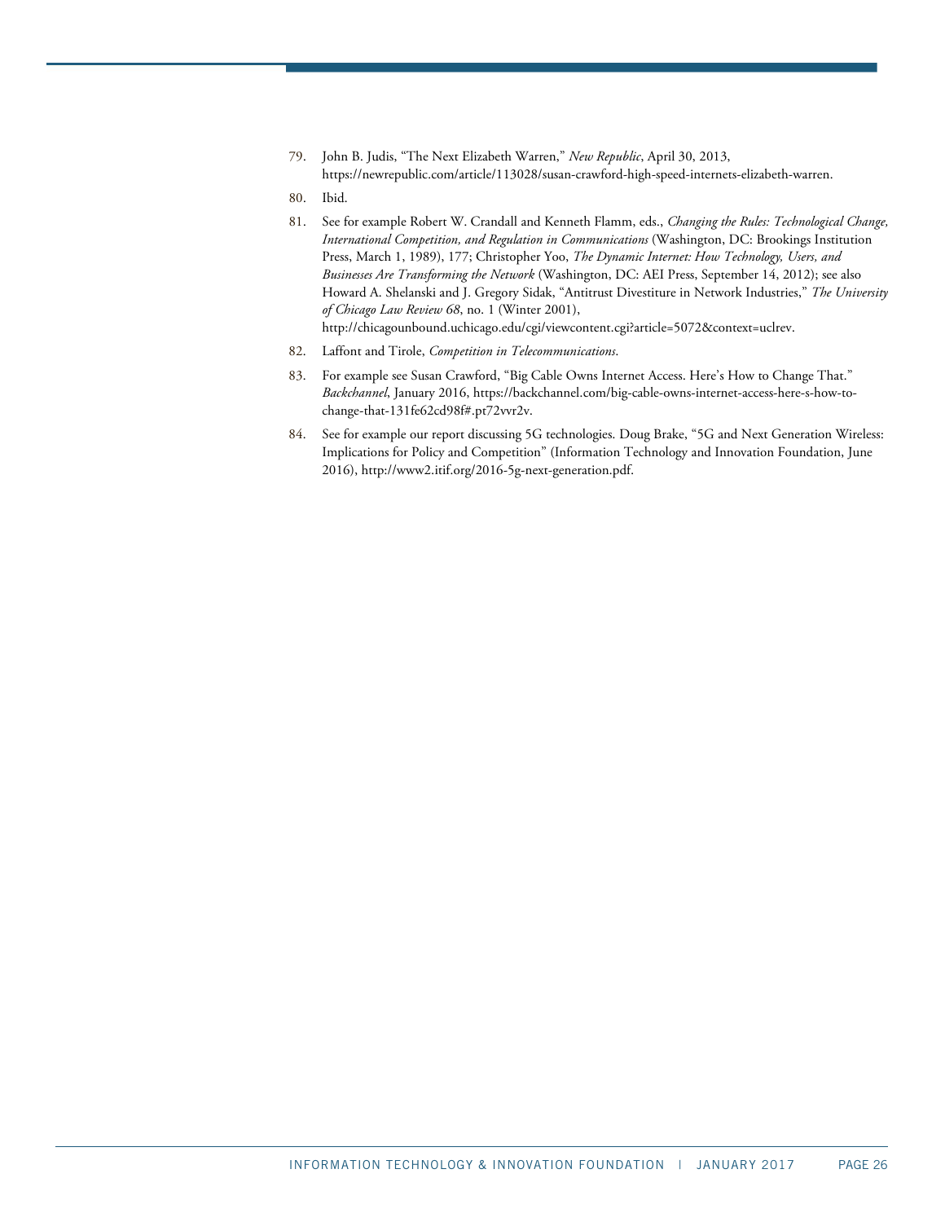79. John B. Judis, "The Next Elizabeth Warren," *New Republic*, April 30, 2013, https://newrepublic.com/article/113028/susan-crawford-high-speed-internets-elizabeth-warren.

80. Ibid.

81. See for example Robert W. Crandall and Kenneth Flamm, eds., *Changing the Rules: Technological Change, International Competition, and Regulation in Communications* (Washington, DC: Brookings Institution Press, March 1, 1989), 177; Christopher Yoo, *The Dynamic Internet: How Technology, Users, and Businesses Are Transforming the Network* (Washington, DC: AEI Press, September 14, 2012); see also Howard A. Shelanski and J. Gregory Sidak, "Antitrust Divestiture in Network Industries," *The University of Chicago Law Review 68*, no. 1 (Winter 2001), http://chicagounbound.uchicago.edu/cgi/viewcontent.cgi?article=5072&context=uclrev.

82. Laffont and Tirole, *Competition in Telecommunications*.

83. For example see Susan Crawford, "Big Cable Owns Internet Access. Here's How to Change That." *Backchannel*, January 2016, https://backchannel.com/big-cable-owns-internet-access-here-s-how-to-change-that-131fe62cd98f#.pt72vvr2v.

84. See for example our report discussing 5G technologies. Doug Brake, "5G and Next Generation Wireless: Implications for Policy and Competition" (Information Technology and Innovation Foundation, June 2016), http://www2.itif.org/2016-5g-next-generation.pdf.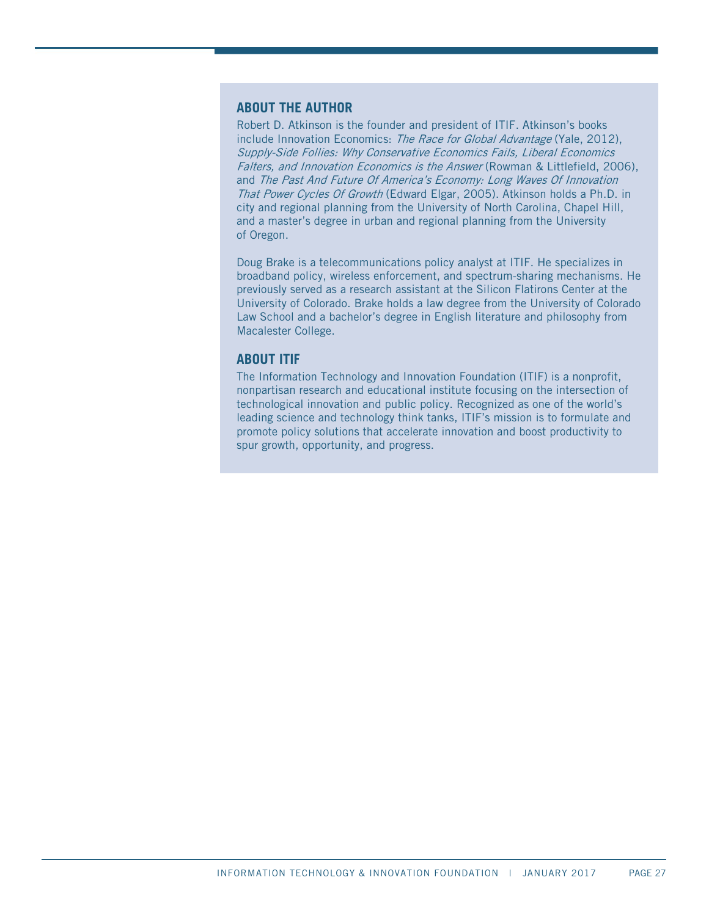## ABOUT THE AUTHOR

Robert D. Atkinson is the founder and president of ITIF. Atkinson's books include Innovation Economics: *The Race for Global Advantage* (Yale, 2012), *Supply-Side Follies: Why Conservative Economics Fails, Liberal Economics Falters, and Innovation Economics is the Answer* (Rowman & Littlefield, 2006), and *The Past And Future Of America's Economy: Long Waves Of Innovation That Power Cycles Of Growth* (Edward Elgar, 2005). Atkinson holds a Ph.D. in city and regional planning from the University of North Carolina, Chapel Hill, and a master's degree in urban and regional planning from the University of Oregon.

Doug Brake is a telecommunications policy analyst at ITIF. He specializes in broadband policy, wireless enforcement, and spectrum-sharing mechanisms. He previously served as a research assistant at the Silicon Flatirons Center at the University of Colorado. Brake holds a law degree from the University of Colorado Law School and a bachelor's degree in English literature and philosophy from Macalester College.

## ABOUT ITIF

The Information Technology and Innovation Foundation (ITIF) is a nonprofit, nonpartisan research and educational institute focusing on the intersection of technological innovation and public policy. Recognized as one of the world's leading science and technology think tanks, ITIF's mission is to formulate and promote policy solutions that accelerate innovation and boost productivity to spur growth, opportunity, and progress.